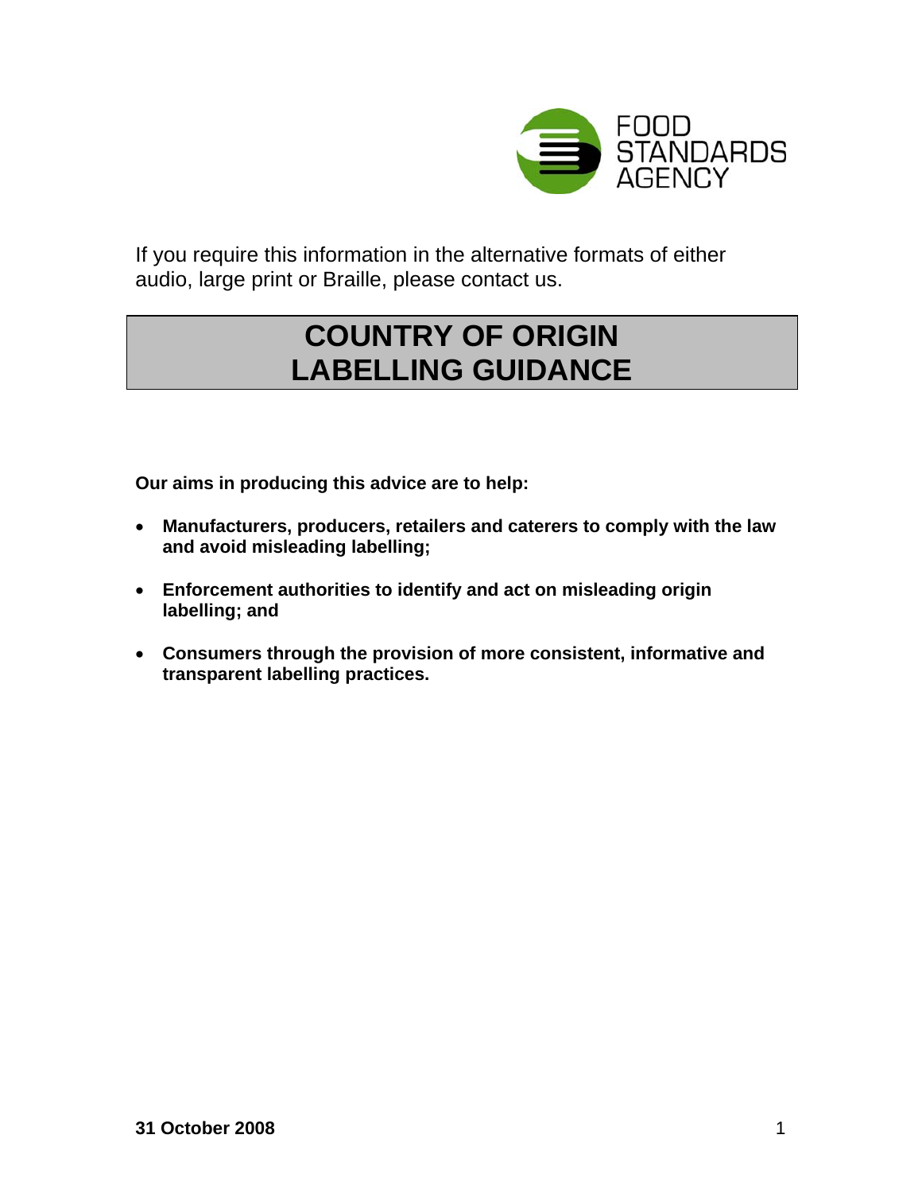FOOD STANDARDS AGENCY

If you require this information in the alternative formats of either audio, large print or Braille, please contact us.

# COUNTRY OF ORIGIN LABELLING GUIDANCE

**Our aims in producing this advice are to help:**

- **Manufacturers, producers, retailers and caterers to comply with the law and avoid misleading labelling;**
- **Enforcement authorities to identify and act on misleading origin labelling; and**
- **Consumers through the provision of more consistent, informative and transparent labelling practices.**

**31 October 2008**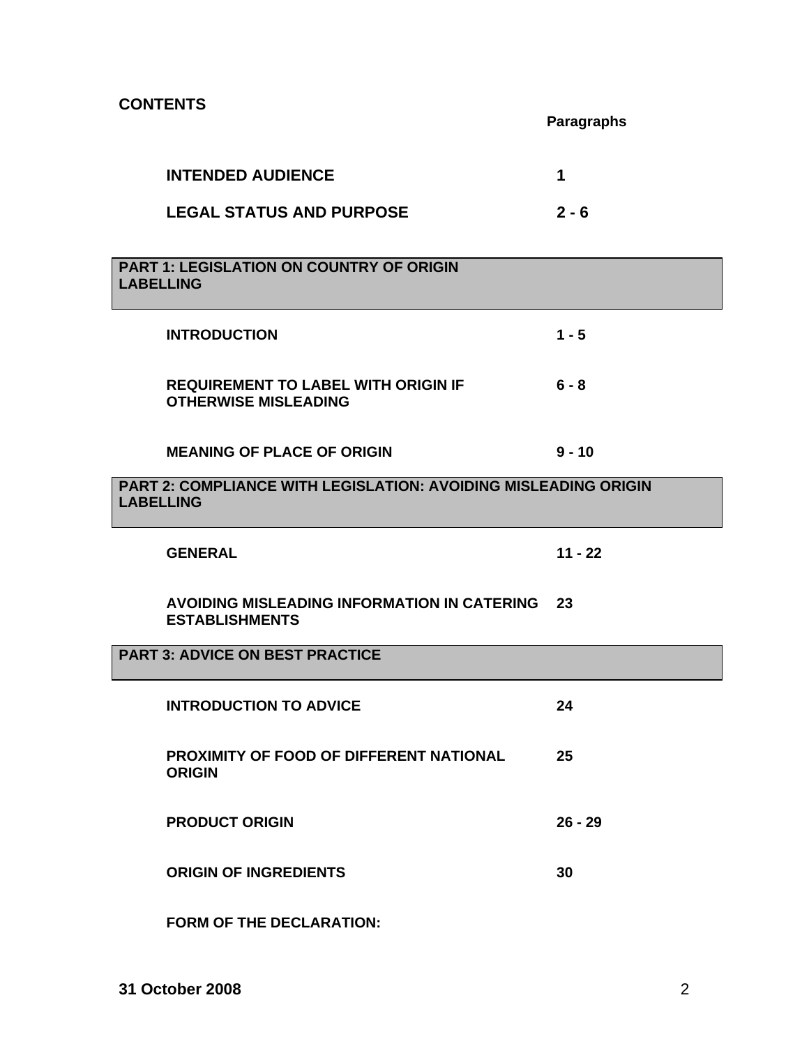**CONTENTS**

| | Paragraphs |
|---|---|
| **INTENDED AUDIENCE** | **1** |
| **LEGAL STATUS AND PURPOSE** | **2 - 6** |
| **PART 1: LEGISLATION ON COUNTRY OF ORIGIN LABELLING** | |
| **INTRODUCTION** | **1 - 5** |
| **REQUIREMENT TO LABEL WITH ORIGIN IF OTHERWISE MISLEADING** | **6 - 8** |
| **MEANING OF PLACE OF ORIGIN** | **9 - 10** |
| **PART 2: COMPLIANCE WITH LEGISLATION: AVOIDING MISLEADING ORIGIN LABELLING** | |
| **GENERAL** | **11 - 22** |
| **AVOIDING MISLEADING INFORMATION IN CATERING ESTABLISHMENTS** | **23** |
| **PART 3: ADVICE ON BEST PRACTICE** | |
| **INTRODUCTION TO ADVICE** | **24** |
| **PROXIMITY OF FOOD OF DIFFERENT NATIONAL ORIGIN** | **25** |
| **PRODUCT ORIGIN** | **26 - 29** |
| **ORIGIN OF INGREDIENTS** | **30** |
| **FORM OF THE DECLARATION:** | |

**31 October 2008**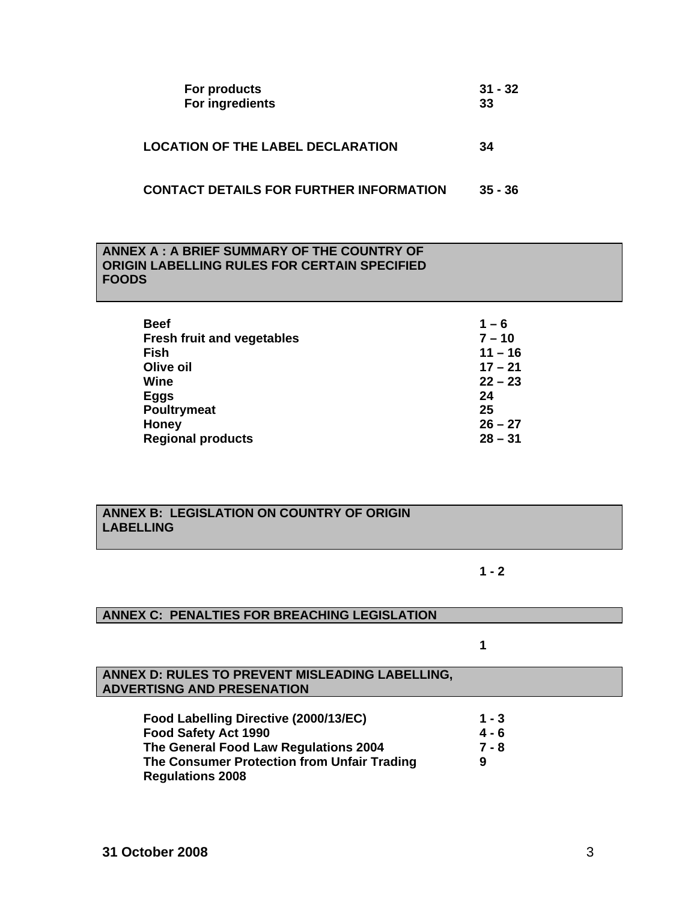| | |
|---|---|
| **For products** | **31 - 32** |
| **For ingredients** | **33** |
| **LOCATION OF THE LABEL DECLARATION** | **34** |
| **CONTACT DETAILS FOR FURTHER INFORMATION** | **35 - 36** |

## ANNEX A : A BRIEF SUMMARY OF THE COUNTRY OF ORIGIN LABELLING RULES FOR CERTAIN SPECIFIED FOODS

| | |
|---|---|
| **Beef** | **1 – 6** |
| **Fresh fruit and vegetables** | **7 – 10** |
| **Fish** | **11 – 16** |
| **Olive oil** | **17 – 21** |
| **Wine** | **22 – 23** |
| **Eggs** | **24** |
| **Poultrymeat** | **25** |
| **Honey** | **26 – 27** |
| **Regional products** | **28 – 31** |

## ANNEX B: LEGISLATION ON COUNTRY OF ORIGIN LABELLING

**1 - 2**

## ANNEX C: PENALTIES FOR BREACHING LEGISLATION

**1**

## ANNEX D: RULES TO PREVENT MISLEADING LABELLING, ADVERTISNG AND PRESENATION

| | |
|---|---|
| **Food Labelling Directive (2000/13/EC)** | **1 - 3** |
| **Food Safety Act 1990** | **4 - 6** |
| **The General Food Law Regulations 2004** | **7 - 8** |
| **The Consumer Protection from Unfair Trading Regulations 2008** | **9** |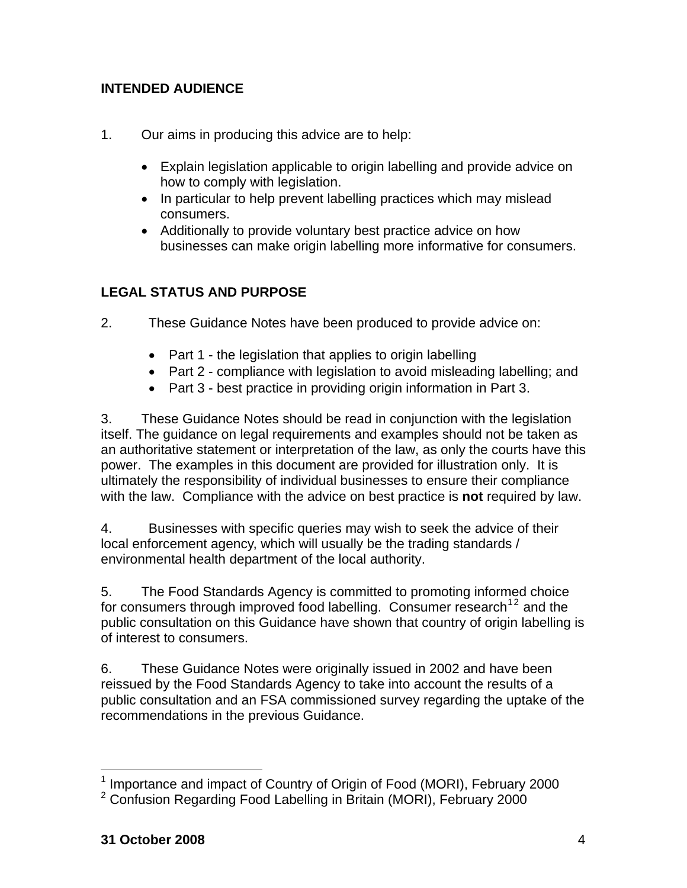## INTENDED AUDIENCE

1. Our aims in producing this advice are to help:

    - Explain legislation applicable to origin labelling and provide advice on how to comply with legislation.
    - In particular to help prevent labelling practices which may mislead consumers.
    - Additionally to provide voluntary best practice advice on how businesses can make origin labelling more informative for consumers.

## LEGAL STATUS AND PURPOSE

2. These Guidance Notes have been produced to provide advice on:

    - Part 1 - the legislation that applies to origin labelling
    - Part 2 - compliance with legislation to avoid misleading labelling; and
    - Part 3 - best practice in providing origin information in Part 3.

3. These Guidance Notes should be read in conjunction with the legislation itself. The guidance on legal requirements and examples should not be taken as an authoritative statement or interpretation of the law, as only the courts have this power. The examples in this document are provided for illustration only. It is ultimately the responsibility of individual businesses to ensure their compliance with the law. Compliance with the advice on best practice is **not** required by law.

4. Businesses with specific queries may wish to seek the advice of their local enforcement agency, which will usually be the trading standards / environmental health department of the local authority.

5. The Food Standards Agency is committed to promoting informed choice for consumers through improved food labelling. Consumer research[1,2] and the public consultation on this Guidance have shown that country of origin labelling is of interest to consumers.

6. These Guidance Notes were originally issued in 2002 and have been reissued by the Food Standards Agency to take into account the results of a public consultation and an FSA commissioned survey regarding the uptake of the recommendations in the previous Guidance.

---

[1] Importance and impact of Country of Origin of Food (MORI), February 2000

[2] Confusion Regarding Food Labelling in Britain (MORI), February 2000

**31 October 2008**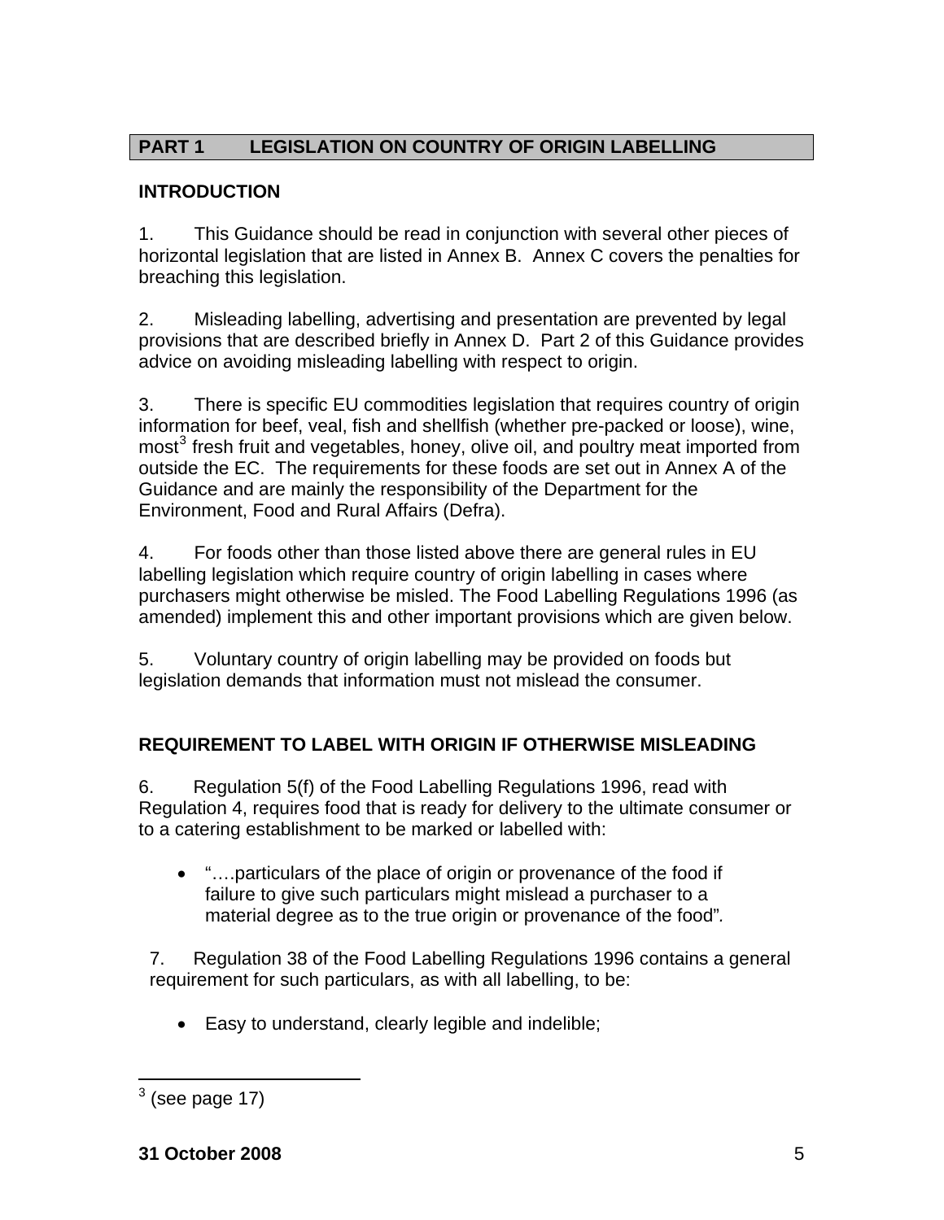## PART 1 LEGISLATION ON COUNTRY OF ORIGIN LABELLING

### INTRODUCTION

1. This Guidance should be read in conjunction with several other pieces of horizontal legislation that are listed in Annex B. Annex C covers the penalties for breaching this legislation.

2. Misleading labelling, advertising and presentation are prevented by legal provisions that are described briefly in Annex D. Part 2 of this Guidance provides advice on avoiding misleading labelling with respect to origin.

3. There is specific EU commodities legislation that requires country of origin information for beef, veal, fish and shellfish (whether pre-packed or loose), wine, most[3] fresh fruit and vegetables, honey, olive oil, and poultry meat imported from outside the EC. The requirements for these foods are set out in Annex A of the Guidance and are mainly the responsibility of the Department for the Environment, Food and Rural Affairs (Defra).

4. For foods other than those listed above there are general rules in EU labelling legislation which require country of origin labelling in cases where purchasers might otherwise be misled. The Food Labelling Regulations 1996 (as amended) implement this and other important provisions which are given below.

5. Voluntary country of origin labelling may be provided on foods but legislation demands that information must not mislead the consumer.

### REQUIREMENT TO LABEL WITH ORIGIN IF OTHERWISE MISLEADING

6. Regulation 5(f) of the Food Labelling Regulations 1996, read with Regulation 4, requires food that is ready for delivery to the ultimate consumer or to a catering establishment to be marked or labelled with:

- "….particulars of the place of origin or provenance of the food if failure to give such particulars might mislead a purchaser to a material degree as to the true origin or provenance of the food".

7. Regulation 38 of the Food Labelling Regulations 1996 contains a general requirement for such particulars, as with all labelling, to be:

- Easy to understand, clearly legible and indelible;

[3] (see page 17)

**31 October 2008**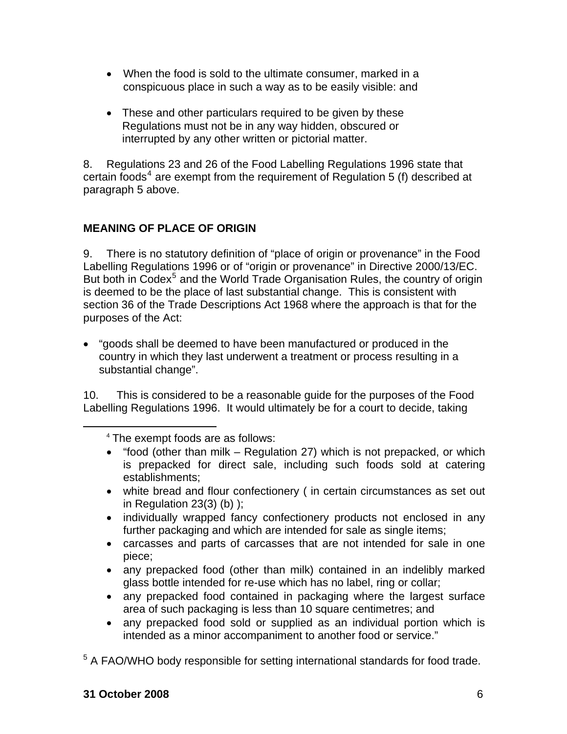- When the food is sold to the ultimate consumer, marked in a conspicuous place in such a way as to be easily visible: and

- These and other particulars required to be given by these Regulations must not be in any way hidden, obscured or interrupted by any other written or pictorial matter.

8. Regulations 23 and 26 of the Food Labelling Regulations 1996 state that certain foods[4] are exempt from the requirement of Regulation 5 (f) described at paragraph 5 above.

**MEANING OF PLACE OF ORIGIN**

9. There is no statutory definition of "place of origin or provenance" in the Food Labelling Regulations 1996 or of "origin or provenance" in Directive 2000/13/EC. But both in Codex[5] and the World Trade Organisation Rules, the country of origin is deemed to be the place of last substantial change. This is consistent with section 36 of the Trade Descriptions Act 1968 where the approach is that for the purposes of the Act:

- "goods shall be deemed to have been manufactured or produced in the country in which they last underwent a treatment or process resulting in a substantial change".

10. This is considered to be a reasonable guide for the purposes of the Food Labelling Regulations 1996. It would ultimately be for a court to decide, taking

---

[4] The exempt foods are as follows:

- "food (other than milk – Regulation 27) which is not prepacked, or which is prepacked for direct sale, including such foods sold at catering establishments;
- white bread and flour confectionery ( in certain circumstances as set out in Regulation 23(3) (b) );
- individually wrapped fancy confectionery products not enclosed in any further packaging and which are intended for sale as single items;
- carcasses and parts of carcasses that are not intended for sale in one piece;
- any prepacked food (other than milk) contained in an indelibly marked glass bottle intended for re-use which has no label, ring or collar;
- any prepacked food contained in packaging where the largest surface area of such packaging is less than 10 square centimetres; and
- any prepacked food sold or supplied as an individual portion which is intended as a minor accompaniment to another food or service."

[5] A FAO/WHO body responsible for setting international standards for food trade.

**31 October 2008**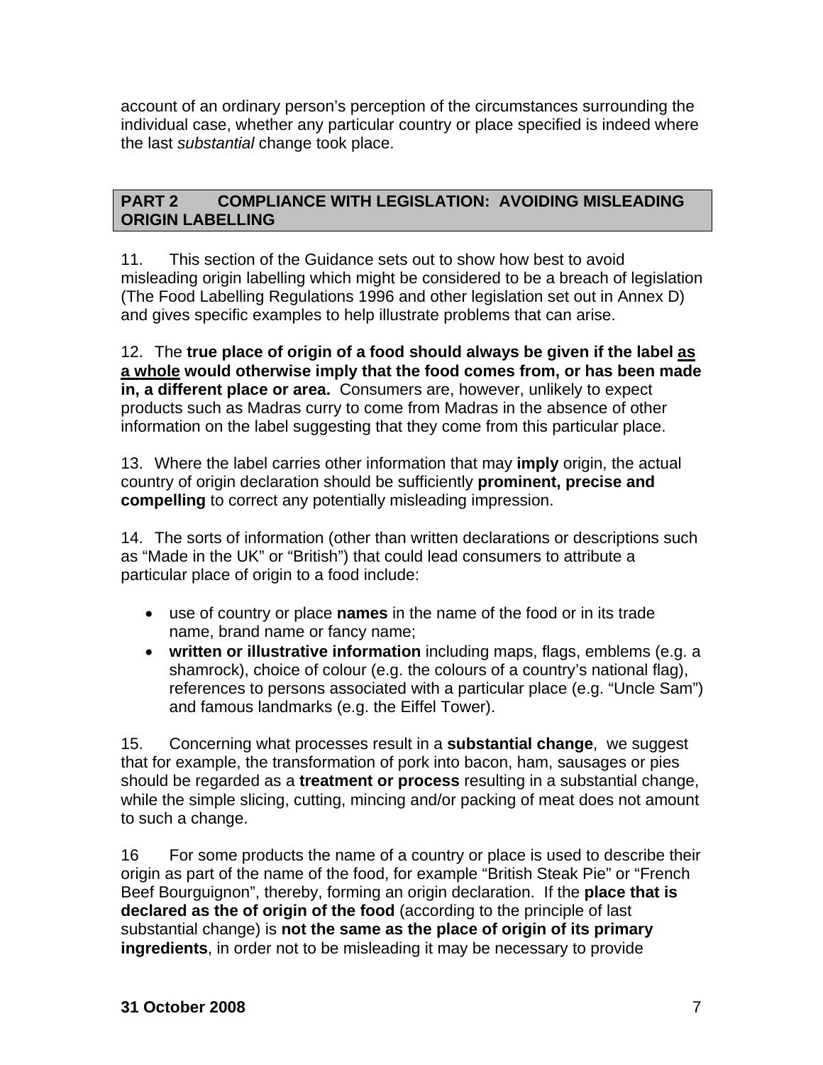account of an ordinary person's perception of the circumstances surrounding the individual case, whether any particular country or place specified is indeed where the last *substantial* change took place.

## PART 2 COMPLIANCE WITH LEGISLATION: AVOIDING MISLEADING ORIGIN LABELLING

11. This section of the Guidance sets out to show how best to avoid misleading origin labelling which might be considered to be a breach of legislation (The Food Labelling Regulations 1996 and other legislation set out in Annex D) and gives specific examples to help illustrate problems that can arise.

12. The **true place of origin of a food should always be given if the label <u>as a whole</u> would otherwise imply that the food comes from, or has been made in, a different place or area.** Consumers are, however, unlikely to expect products such as Madras curry to come from Madras in the absence of other information on the label suggesting that they come from this particular place.

13. Where the label carries other information that may **imply** origin, the actual country of origin declaration should be sufficiently **prominent, precise and compelling** to correct any potentially misleading impression.

14. The sorts of information (other than written declarations or descriptions such as "Made in the UK" or "British") that could lead consumers to attribute a particular place of origin to a food include:

- use of country or place **names** in the name of the food or in its trade name, brand name or fancy name;
- **written or illustrative information** including maps, flags, emblems (e.g. a shamrock), choice of colour (e.g. the colours of a country's national flag), references to persons associated with a particular place (e.g. "Uncle Sam") and famous landmarks (e.g. the Eiffel Tower).

15. Concerning what processes result in a **substantial change**, we suggest that for example, the transformation of pork into bacon, ham, sausages or pies should be regarded as a **treatment or process** resulting in a substantial change, while the simple slicing, cutting, mincing and/or packing of meat does not amount to such a change.

16 For some products the name of a country or place is used to describe their origin as part of the name of the food, for example "British Steak Pie" or "French Beef Bourguignon", thereby, forming an origin declaration. If the **place that is declared as the of origin of the food** (according to the principle of last substantial change) is **not the same as the place of origin of its primary ingredients**, in order not to be misleading it may be necessary to provide

**31 October 2008**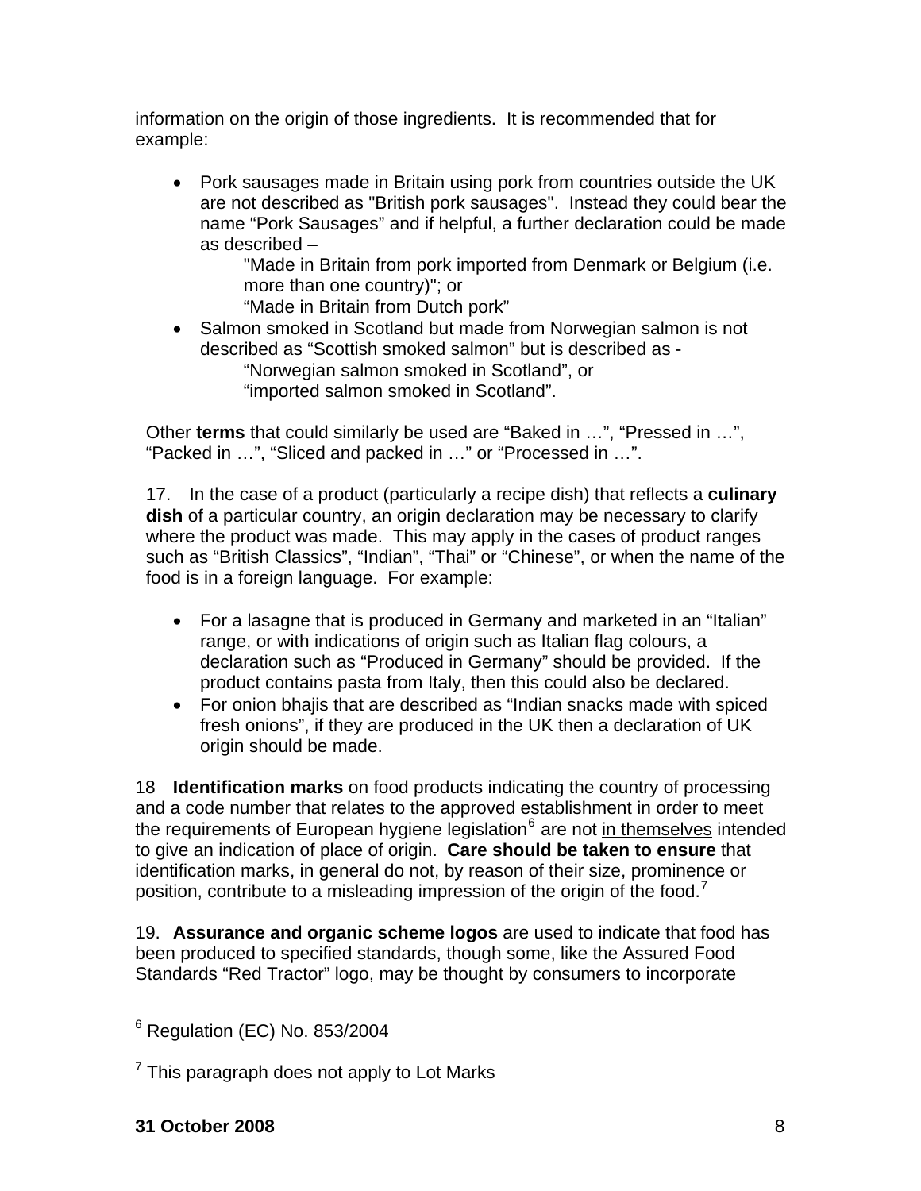information on the origin of those ingredients. It is recommended that for example:

- Pork sausages made in Britain using pork from countries outside the UK are not described as "British pork sausages". Instead they could bear the name "Pork Sausages" and if helpful, a further declaration could be made as described –

  "Made in Britain from pork imported from Denmark or Belgium (i.e. more than one country)"; or

  "Made in Britain from Dutch pork"

- Salmon smoked in Scotland but made from Norwegian salmon is not described as "Scottish smoked salmon" but is described as -

  "Norwegian salmon smoked in Scotland", or

  "imported salmon smoked in Scotland".

Other **terms** that could similarly be used are "Baked in …", "Pressed in …", "Packed in …", "Sliced and packed in …" or "Processed in …".

17. In the case of a product (particularly a recipe dish) that reflects a **culinary dish** of a particular country, an origin declaration may be necessary to clarify where the product was made. This may apply in the cases of product ranges such as "British Classics", "Indian", "Thai" or "Chinese", or when the name of the food is in a foreign language. For example:

- For a lasagne that is produced in Germany and marketed in an "Italian" range, or with indications of origin such as Italian flag colours, a declaration such as "Produced in Germany" should be provided. If the product contains pasta from Italy, then this could also be declared.
- For onion bhajis that are described as "Indian snacks made with spiced fresh onions", if they are produced in the UK then a declaration of UK origin should be made.

18 **Identification marks** on food products indicating the country of processing and a code number that relates to the approved establishment in order to meet the requirements of European hygiene legislation[6] are not in themselves intended to give an indication of place of origin. **Care should be taken to ensure** that identification marks, in general do not, by reason of their size, prominence or position, contribute to a misleading impression of the origin of the food.[7]

19. **Assurance and organic scheme logos** are used to indicate that food has been produced to specified standards, though some, like the Assured Food Standards "Red Tractor" logo, may be thought by consumers to incorporate

---

[6] Regulation (EC) No. 853/2004

[7] This paragraph does not apply to Lot Marks

**31 October 2008**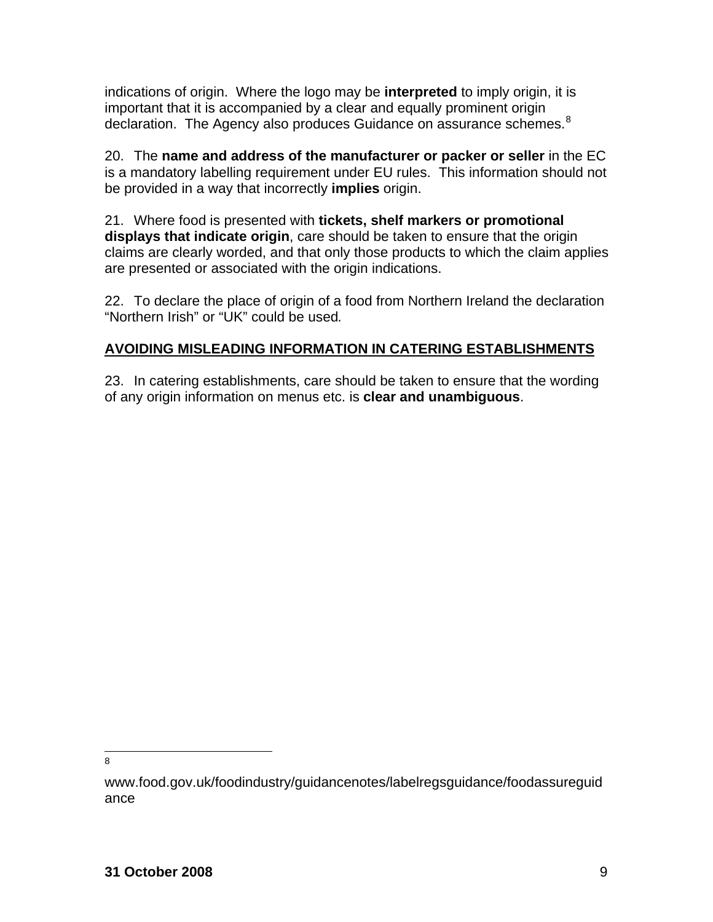indications of origin. Where the logo may be **interpreted** to imply origin, it is important that it is accompanied by a clear and equally prominent origin declaration. The Agency also produces Guidance on assurance schemes.[8]

20. The **name and address of the manufacturer or packer or seller** in the EC is a mandatory labelling requirement under EU rules. This information should not be provided in a way that incorrectly **implies** origin.

21. Where food is presented with **tickets, shelf markers or promotional displays that indicate origin**, care should be taken to ensure that the origin claims are clearly worded, and that only those products to which the claim applies are presented or associated with the origin indications.

22. To declare the place of origin of a food from Northern Ireland the declaration “Northern Irish” or “UK” could be used.

## AVOIDING MISLEADING INFORMATION IN CATERING ESTABLISHMENTS

23. In catering establishments, care should be taken to ensure that the wording of any origin information on menus etc. is **clear and unambiguous**.

---

[8] www.food.gov.uk/foodindustry/guidancenotes/labelregsguidance/foodassureguidance

**31 October 2008**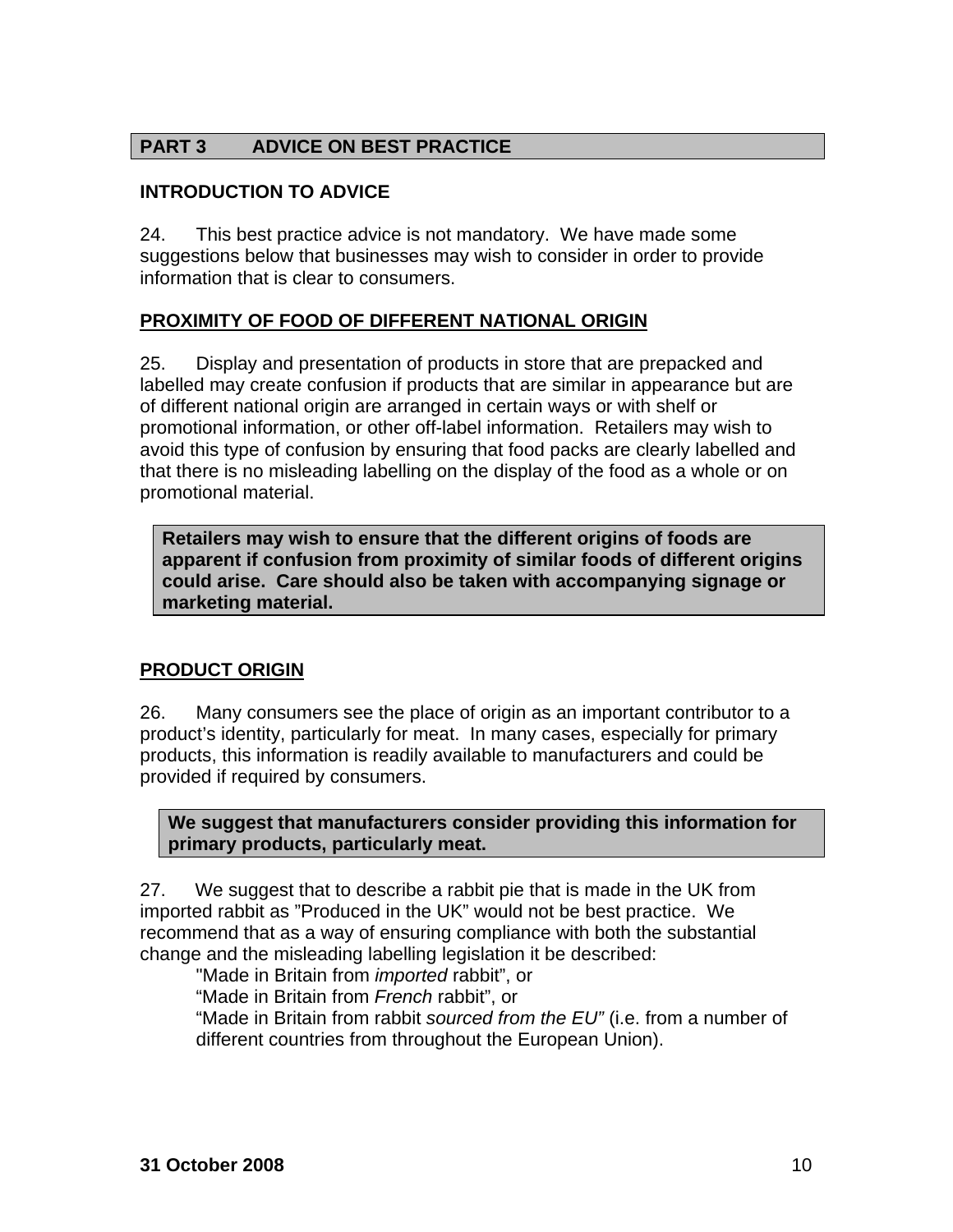## PART 3 ADVICE ON BEST PRACTICE

### INTRODUCTION TO ADVICE

24. This best practice advice is not mandatory. We have made some suggestions below that businesses may wish to consider in order to provide information that is clear to consumers.

### PROXIMITY OF FOOD OF DIFFERENT NATIONAL ORIGIN

25. Display and presentation of products in store that are prepacked and labelled may create confusion if products that are similar in appearance but are of different national origin are arranged in certain ways or with shelf or promotional information, or other off-label information. Retailers may wish to avoid this type of confusion by ensuring that food packs are clearly labelled and that there is no misleading labelling on the display of the food as a whole or on promotional material.

**Retailers may wish to ensure that the different origins of foods are apparent if confusion from proximity of similar foods of different origins could arise. Care should also be taken with accompanying signage or marketing material.**

### PRODUCT ORIGIN

26. Many consumers see the place of origin as an important contributor to a product's identity, particularly for meat. In many cases, especially for primary products, this information is readily available to manufacturers and could be provided if required by consumers.

**We suggest that manufacturers consider providing this information for primary products, particularly meat.**

27. We suggest that to describe a rabbit pie that is made in the UK from imported rabbit as "Produced in the UK" would not be best practice. We recommend that as a way of ensuring compliance with both the substantial change and the misleading labelling legislation it be described:

"Made in Britain from *imported* rabbit", or

"Made in Britain from *French* rabbit", or

"Made in Britain from rabbit *sourced from the EU"* (i.e. from a number of different countries from throughout the European Union).

**31 October 2008**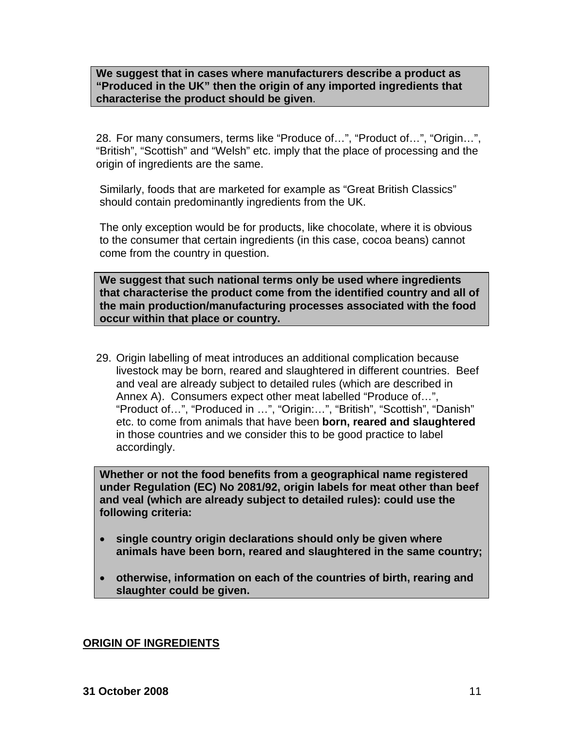**We suggest that in cases where manufacturers describe a product as "Produced in the UK" then the origin of any imported ingredients that characterise the product should be given**.

28. For many consumers, terms like "Produce of…", "Product of…", "Origin…", "British", "Scottish" and "Welsh" etc. imply that the place of processing and the origin of ingredients are the same.

Similarly, foods that are marketed for example as "Great British Classics" should contain predominantly ingredients from the UK.

The only exception would be for products, like chocolate, where it is obvious to the consumer that certain ingredients (in this case, cocoa beans) cannot come from the country in question.

**We suggest that such national terms only be used where ingredients that characterise the product come from the identified country and all of the main production/manufacturing processes associated with the food occur within that place or country.**

29. Origin labelling of meat introduces an additional complication because livestock may be born, reared and slaughtered in different countries. Beef and veal are already subject to detailed rules (which are described in Annex A). Consumers expect other meat labelled "Produce of…", "Product of…", "Produced in …", "Origin:…", "British", "Scottish", "Danish" etc. to come from animals that have been **born, reared and slaughtered** in those countries and we consider this to be good practice to label accordingly.

**Whether or not the food benefits from a geographical name registered under Regulation (EC) No 2081/92, origin labels for meat other than beef and veal (which are already subject to detailed rules): could use the following criteria:**

- **single country origin declarations should only be given where animals have been born, reared and slaughtered in the same country;**
- **otherwise, information on each of the countries of birth, rearing and slaughter could be given.**

**ORIGIN OF INGREDIENTS**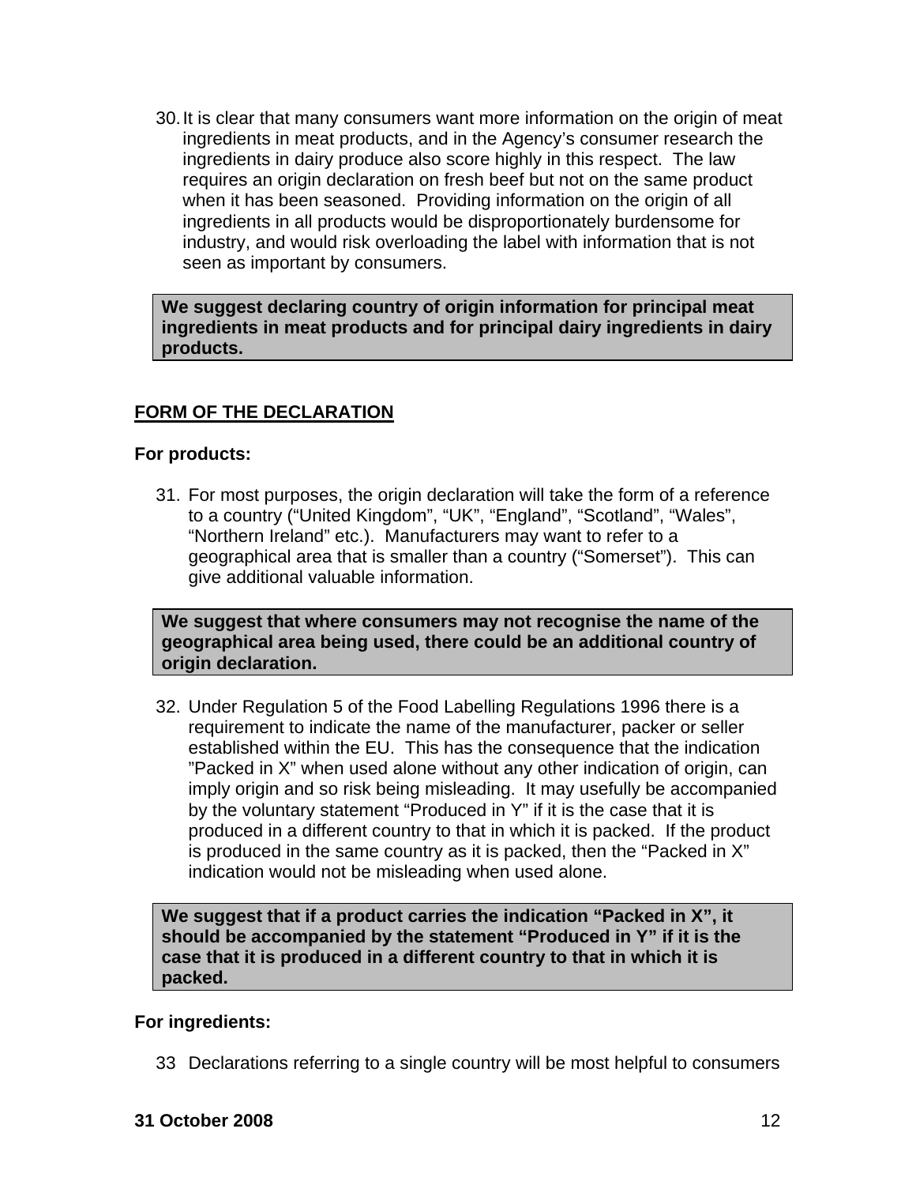30. It is clear that many consumers want more information on the origin of meat ingredients in meat products, and in the Agency's consumer research the ingredients in dairy produce also score highly in this respect. The law requires an origin declaration on fresh beef but not on the same product when it has been seasoned. Providing information on the origin of all ingredients in all products would be disproportionately burdensome for industry, and would risk overloading the label with information that is not seen as important by consumers.

**We suggest declaring country of origin information for principal meat ingredients in meat products and for principal dairy ingredients in dairy products.**

## FORM OF THE DECLARATION

### For products:

31. For most purposes, the origin declaration will take the form of a reference to a country ("United Kingdom", "UK", "England", "Scotland", "Wales", "Northern Ireland" etc.). Manufacturers may want to refer to a geographical area that is smaller than a country ("Somerset"). This can give additional valuable information.

**We suggest that where consumers may not recognise the name of the geographical area being used, there could be an additional country of origin declaration.**

32. Under Regulation 5 of the Food Labelling Regulations 1996 there is a requirement to indicate the name of the manufacturer, packer or seller established within the EU. This has the consequence that the indication "Packed in X" when used alone without any other indication of origin, can imply origin and so risk being misleading. It may usefully be accompanied by the voluntary statement "Produced in Y" if it is the case that it is produced in a different country to that in which it is packed. If the product is produced in the same country as it is packed, then the "Packed in X" indication would not be misleading when used alone.

**We suggest that if a product carries the indication "Packed in X", it should be accompanied by the statement "Produced in Y" if it is the case that it is produced in a different country to that in which it is packed.**

### For ingredients:

33 Declarations referring to a single country will be most helpful to consumers

**31 October 2008**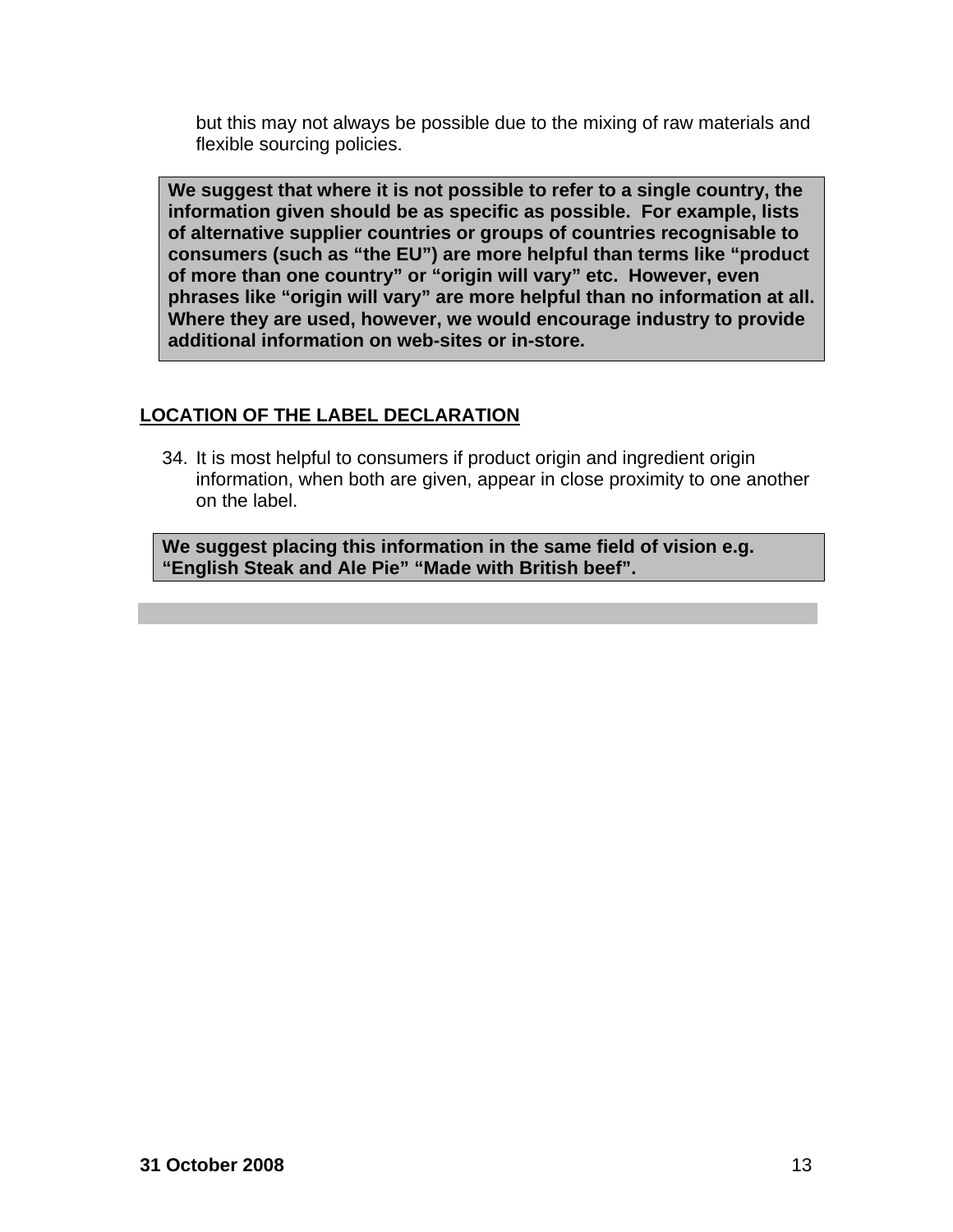but this may not always be possible due to the mixing of raw materials and flexible sourcing policies.

**We suggest that where it is not possible to refer to a single country, the information given should be as specific as possible. For example, lists of alternative supplier countries or groups of countries recognisable to consumers (such as "the EU") are more helpful than terms like "product of more than one country" or "origin will vary" etc. However, even phrases like "origin will vary" are more helpful than no information at all. Where they are used, however, we would encourage industry to provide additional information on web-sites or in-store.**

## LOCATION OF THE LABEL DECLARATION

34. It is most helpful to consumers if product origin and ingredient origin information, when both are given, appear in close proximity to one another on the label.

**We suggest placing this information in the same field of vision e.g. "English Steak and Ale Pie" "Made with British beef".**

**31 October 2008**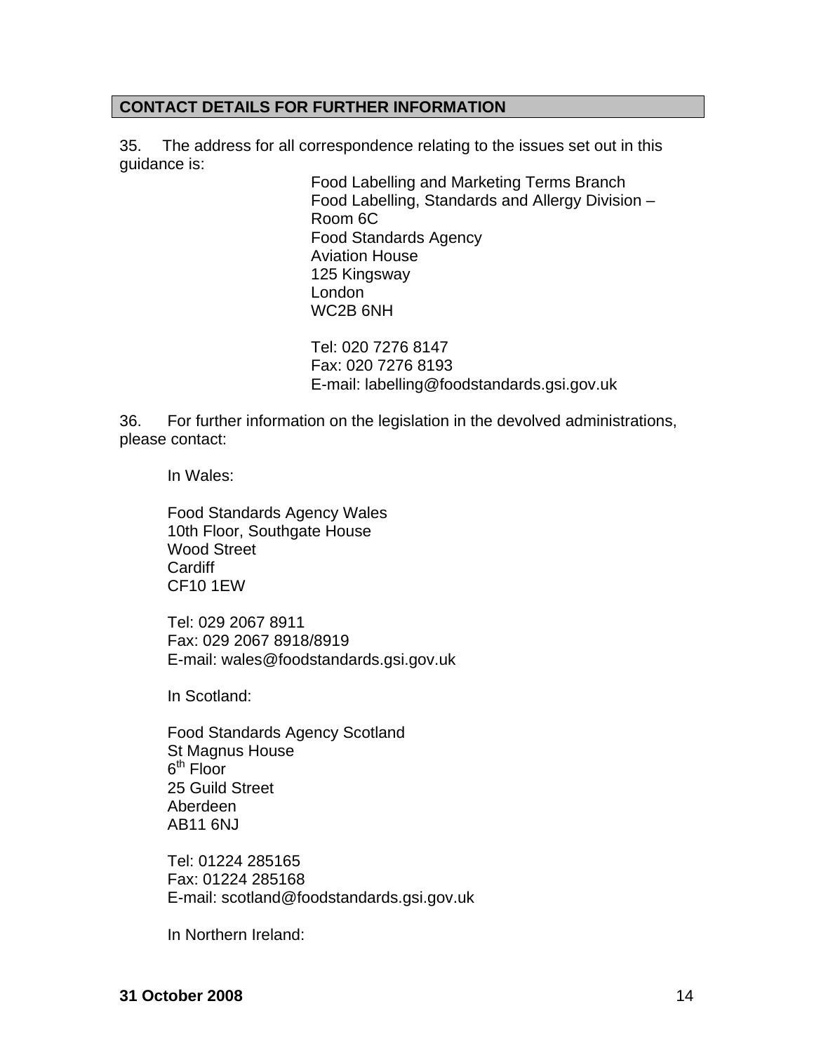## CONTACT DETAILS FOR FURTHER INFORMATION

35. The address for all correspondence relating to the issues set out in this guidance is:

Food Labelling and Marketing Terms Branch
Food Labelling, Standards and Allergy Division – Room 6C
Food Standards Agency
Aviation House
125 Kingsway
London
WC2B 6NH

Tel: 020 7276 8147
Fax: 020 7276 8193
E-mail: labelling@foodstandards.gsi.gov.uk

36. For further information on the legislation in the devolved administrations, please contact:

In Wales:

Food Standards Agency Wales
10th Floor, Southgate House
Wood Street
Cardiff
CF10 1EW

Tel: 029 2067 8911
Fax: 029 2067 8918/8919
E-mail: wales@foodstandards.gsi.gov.uk

In Scotland:

Food Standards Agency Scotland
St Magnus House
6th Floor
25 Guild Street
Aberdeen
AB11 6NJ

Tel: 01224 285165
Fax: 01224 285168
E-mail: scotland@foodstandards.gsi.gov.uk

In Northern Ireland:

**31 October 2008**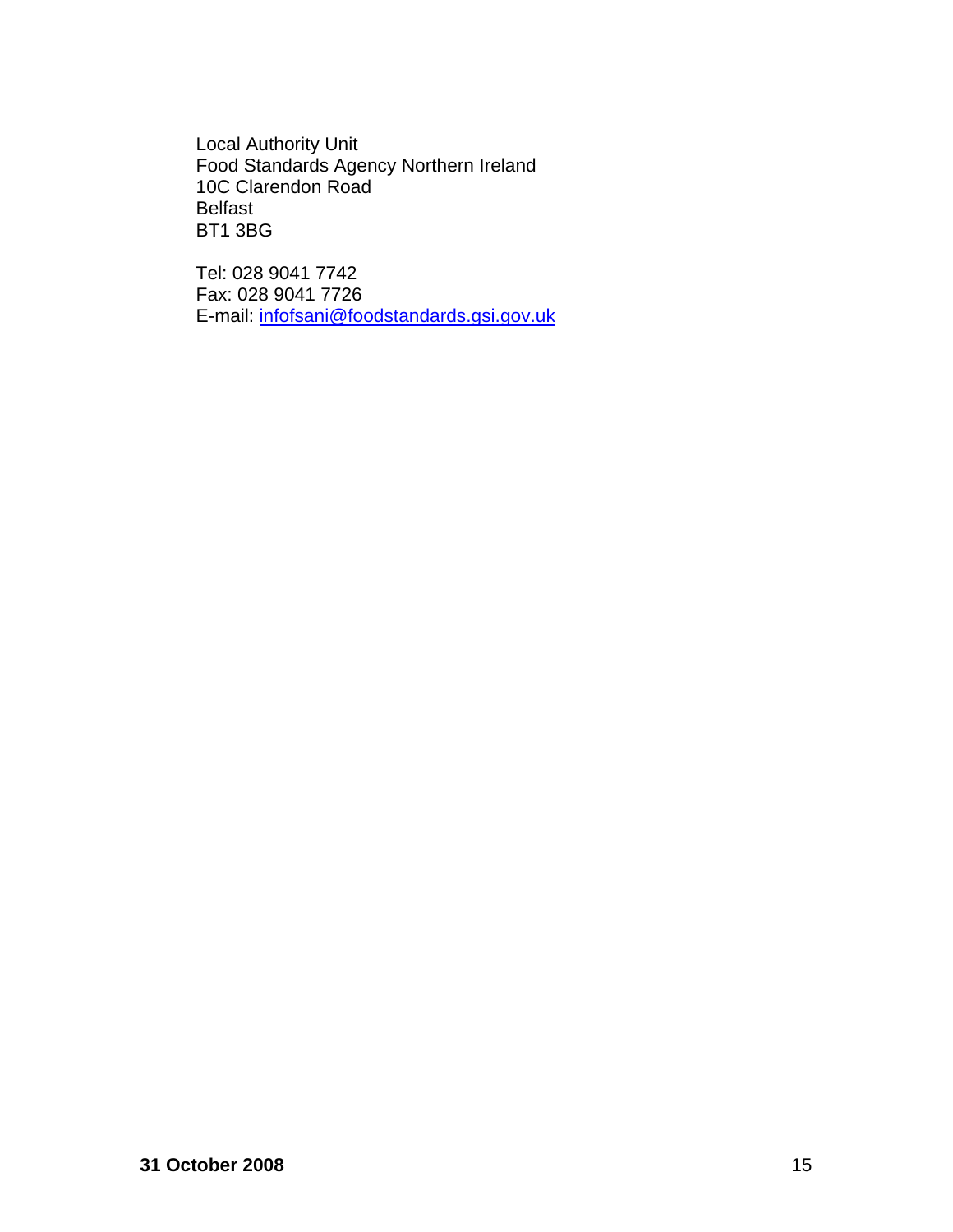Local Authority Unit
Food Standards Agency Northern Ireland
10C Clarendon Road
Belfast
BT1 3BG

Tel: 028 9041 7742
Fax: 028 9041 7726
E-mail: infofsani@foodstandards.gsi.gov.uk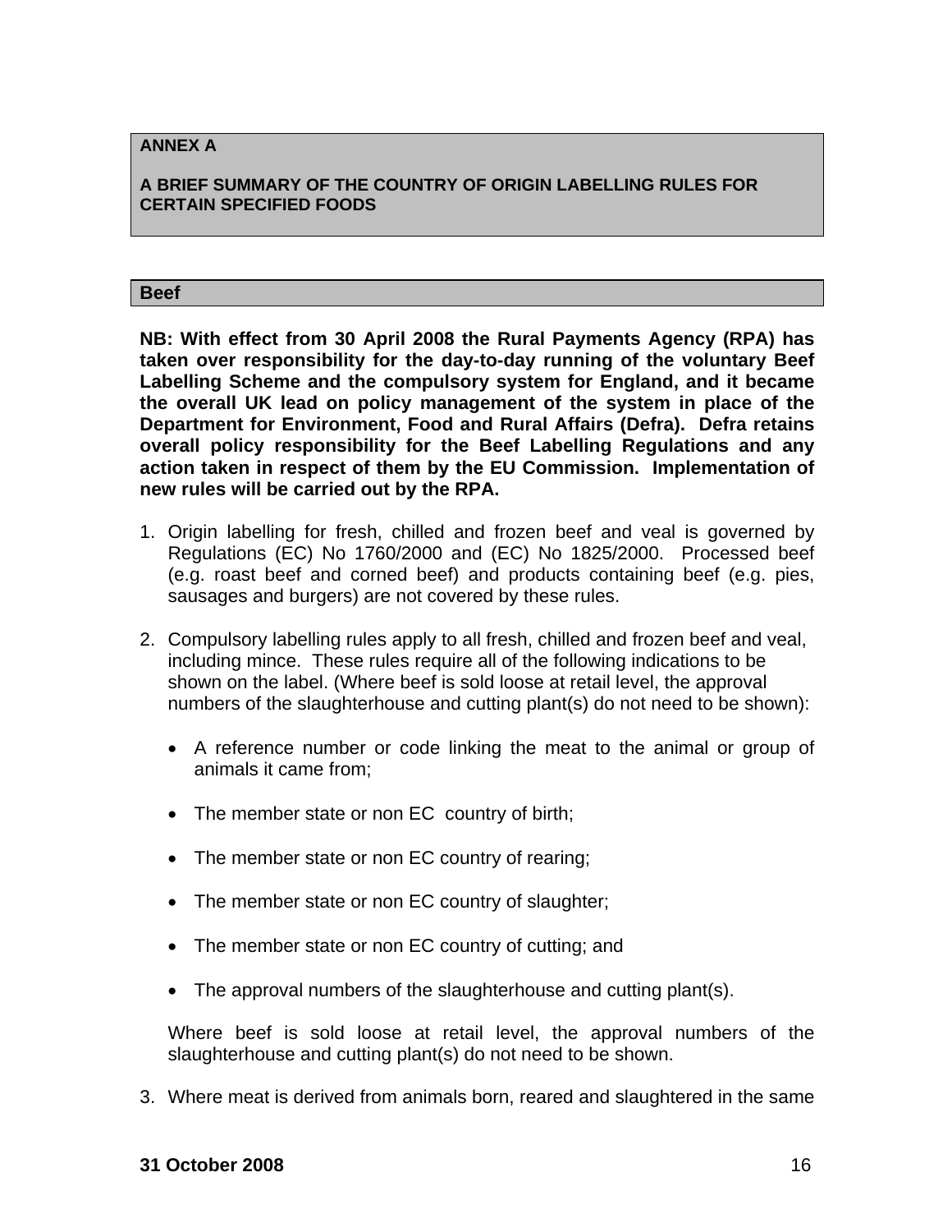**ANNEX A**

**A BRIEF SUMMARY OF THE COUNTRY OF ORIGIN LABELLING RULES FOR CERTAIN SPECIFIED FOODS**

## Beef

**NB: With effect from 30 April 2008 the Rural Payments Agency (RPA) has taken over responsibility for the day-to-day running of the voluntary Beef Labelling Scheme and the compulsory system for England, and it became the overall UK lead on policy management of the system in place of the Department for Environment, Food and Rural Affairs (Defra). Defra retains overall policy responsibility for the Beef Labelling Regulations and any action taken in respect of them by the EU Commission. Implementation of new rules will be carried out by the RPA.**

1. Origin labelling for fresh, chilled and frozen beef and veal is governed by Regulations (EC) No 1760/2000 and (EC) No 1825/2000. Processed beef (e.g. roast beef and corned beef) and products containing beef (e.g. pies, sausages and burgers) are not covered by these rules.

2. Compulsory labelling rules apply to all fresh, chilled and frozen beef and veal, including mince. These rules require all of the following indications to be shown on the label. (Where beef is sold loose at retail level, the approval numbers of the slaughterhouse and cutting plant(s) do not need to be shown):

   - A reference number or code linking the meat to the animal or group of animals it came from;
   - The member state or non EC country of birth;
   - The member state or non EC country of rearing;
   - The member state or non EC country of slaughter;
   - The member state or non EC country of cutting; and
   - The approval numbers of the slaughterhouse and cutting plant(s).

   Where beef is sold loose at retail level, the approval numbers of the slaughterhouse and cutting plant(s) do not need to be shown.

3. Where meat is derived from animals born, reared and slaughtered in the same

**31 October 2008**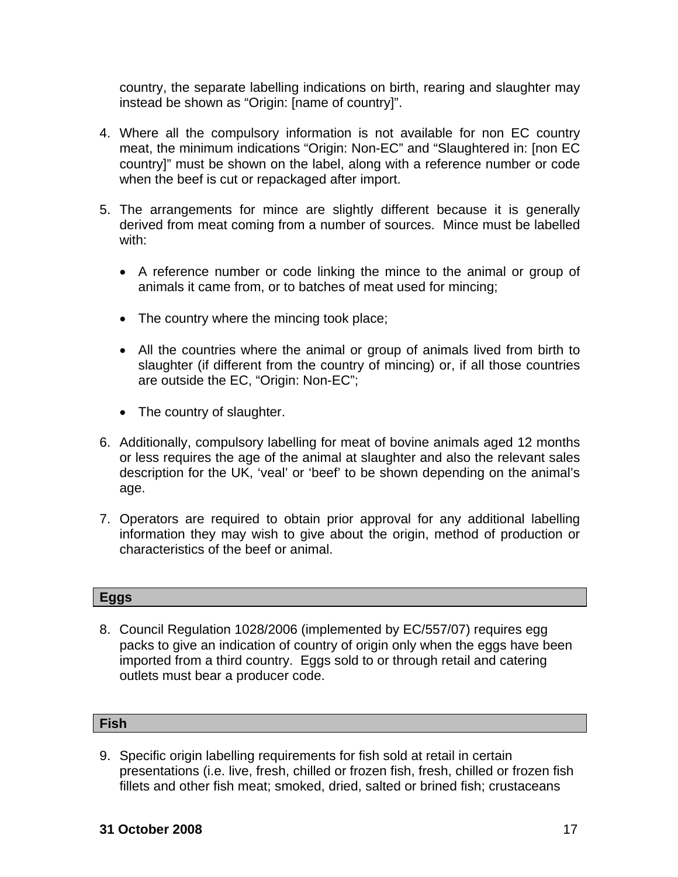country, the separate labelling indications on birth, rearing and slaughter may instead be shown as “Origin: [name of country]”.

4. Where all the compulsory information is not available for non EC country meat, the minimum indications “Origin: Non-EC” and “Slaughtered in: [non EC country]” must be shown on the label, along with a reference number or code when the beef is cut or repackaged after import.

5. The arrangements for mince are slightly different because it is generally derived from meat coming from a number of sources. Mince must be labelled with:

   - A reference number or code linking the mince to the animal or group of animals it came from, or to batches of meat used for mincing;
   - The country where the mincing took place;
   - All the countries where the animal or group of animals lived from birth to slaughter (if different from the country of mincing) or, if all those countries are outside the EC, “Origin: Non-EC”;
   - The country of slaughter.

6. Additionally, compulsory labelling for meat of bovine animals aged 12 months or less requires the age of the animal at slaughter and also the relevant sales description for the UK, ‘veal’ or ‘beef’ to be shown depending on the animal’s age.

7. Operators are required to obtain prior approval for any additional labelling information they may wish to give about the origin, method of production or characteristics of the beef or animal.

## Eggs

8. Council Regulation 1028/2006 (implemented by EC/557/07) requires egg packs to give an indication of country of origin only when the eggs have been imported from a third country. Eggs sold to or through retail and catering outlets must bear a producer code.

## Fish

9. Specific origin labelling requirements for fish sold at retail in certain presentations (i.e. live, fresh, chilled or frozen fish, fresh, chilled or frozen fish fillets and other fish meat; smoked, dried, salted or brined fish; crustaceans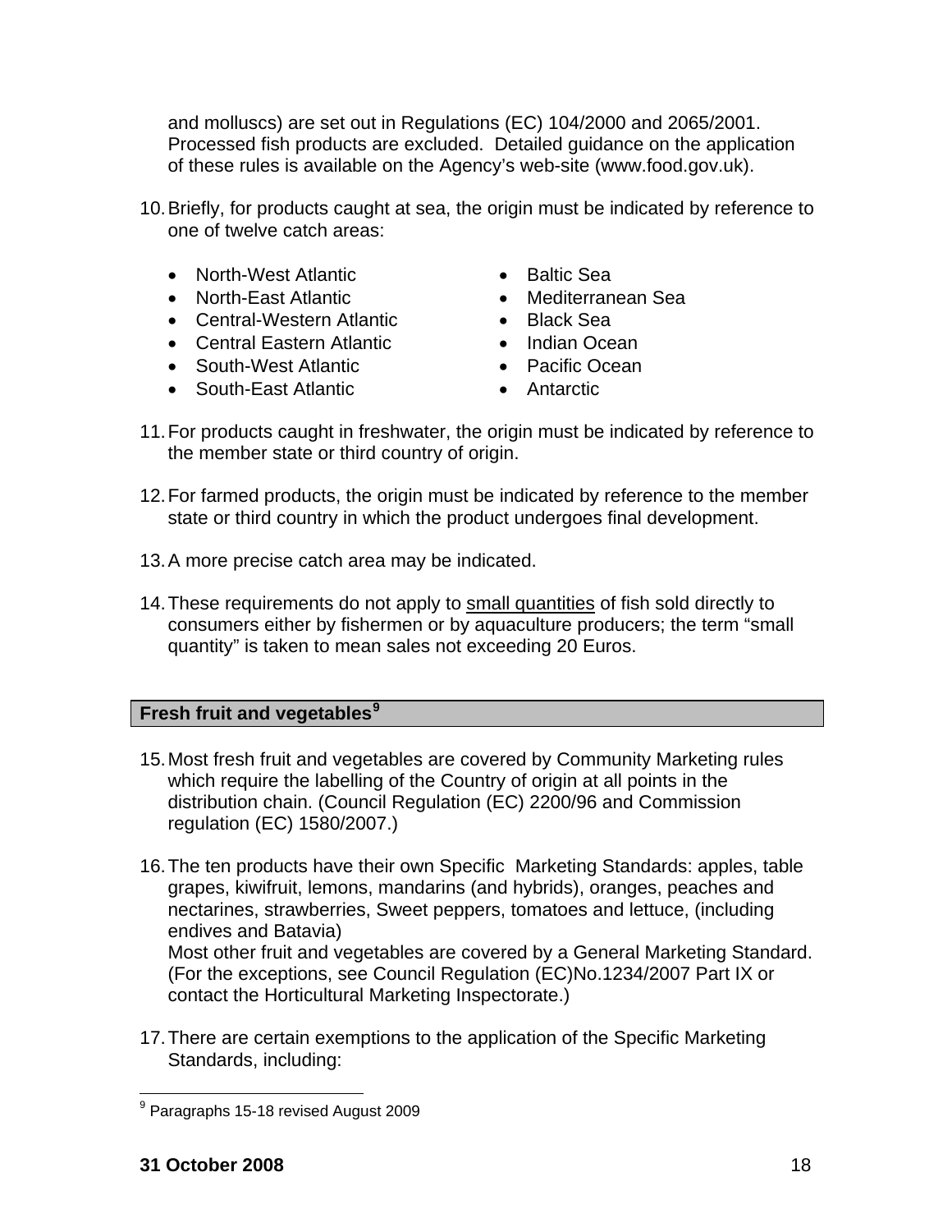and molluscs) are set out in Regulations (EC) 104/2000 and 2065/2001. Processed fish products are excluded. Detailed guidance on the application of these rules is available on the Agency's web-site (www.food.gov.uk).

10. Briefly, for products caught at sea, the origin must be indicated by reference to one of twelve catch areas:

    - North-West Atlantic
    - North-East Atlantic
    - Central-Western Atlantic
    - Central Eastern Atlantic
    - South-West Atlantic
    - South-East Atlantic
    - Baltic Sea
    - Mediterranean Sea
    - Black Sea
    - Indian Ocean
    - Pacific Ocean
    - Antarctic

11. For products caught in freshwater, the origin must be indicated by reference to the member state or third country of origin.

12. For farmed products, the origin must be indicated by reference to the member state or third country in which the product undergoes final development.

13. A more precise catch area may be indicated.

14. These requirements do not apply to small quantities of fish sold directly to consumers either by fishermen or by aquaculture producers; the term "small quantity" is taken to mean sales not exceeding 20 Euros.

## Fresh fruit and vegetables[9]

15. Most fresh fruit and vegetables are covered by Community Marketing rules which require the labelling of the Country of origin at all points in the distribution chain. (Council Regulation (EC) 2200/96 and Commission regulation (EC) 1580/2007.)

16. The ten products have their own Specific Marketing Standards: apples, table grapes, kiwifruit, lemons, mandarins (and hybrids), oranges, peaches and nectarines, strawberries, Sweet peppers, tomatoes and lettuce, (including endives and Batavia)
    Most other fruit and vegetables are covered by a General Marketing Standard. (For the exceptions, see Council Regulation (EC)No.1234/2007 Part IX or contact the Horticultural Marketing Inspectorate.)

17. There are certain exemptions to the application of the Specific Marketing Standards, including:

[9] Paragraphs 15-18 revised August 2009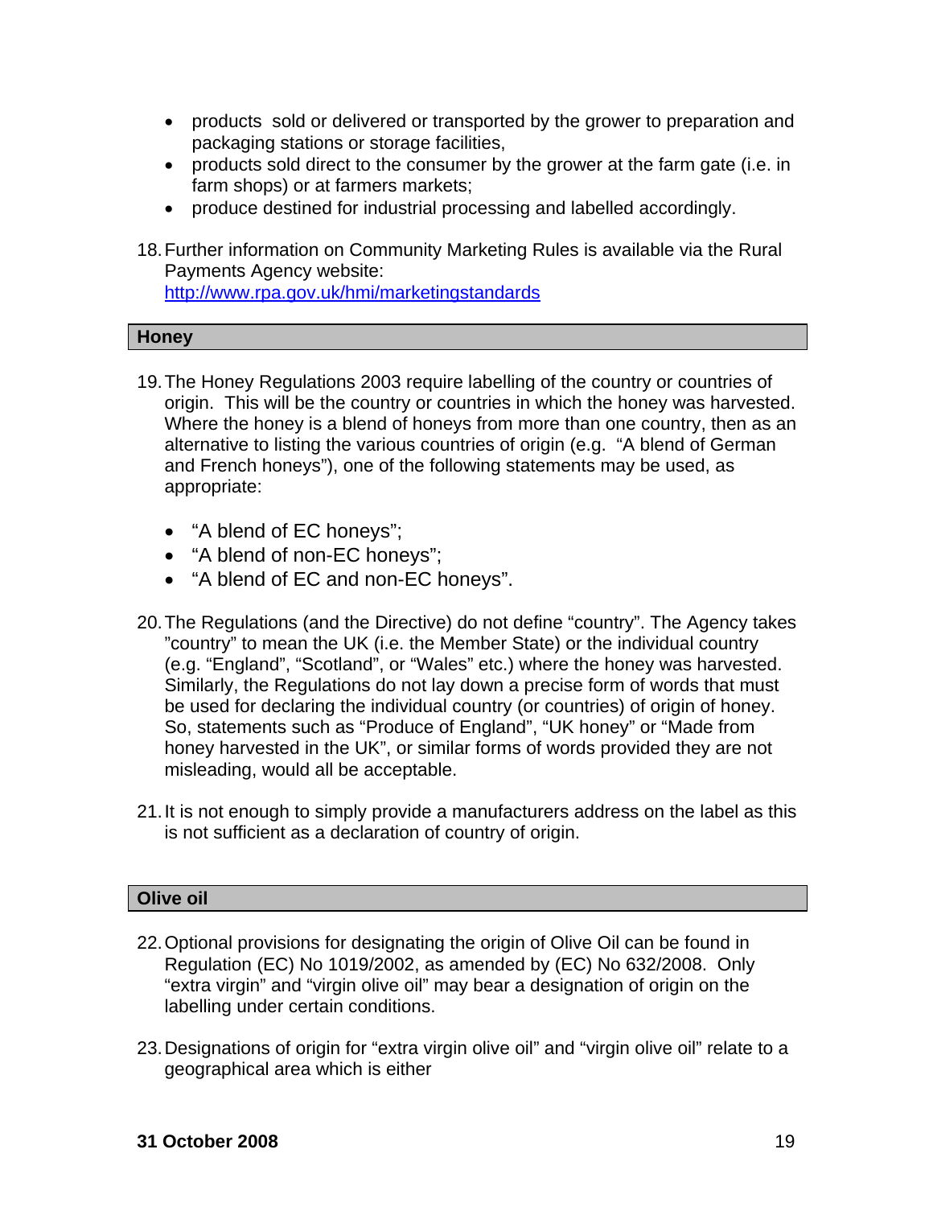- products  sold or delivered or transported by the grower to preparation and packaging stations or storage facilities,
- products sold direct to the consumer by the grower at the farm gate (i.e. in farm shops) or at farmers markets;
- produce destined for industrial processing and labelled accordingly.

18. Further information on Community Marketing Rules is available via the Rural Payments Agency website: [http://www.rpa.gov.uk/hmi/marketingstandards](http://www.rpa.gov.uk/hmi/marketingstandards)

## Honey

19. The Honey Regulations 2003 require labelling of the country or countries of origin.  This will be the country or countries in which the honey was harvested. Where the honey is a blend of honeys from more than one country, then as an alternative to listing the various countries of origin (e.g.  "A blend of German and French honeys"), one of the following statements may be used, as appropriate:

    - "A blend of EC honeys";
    - "A blend of non-EC honeys";
    - "A blend of EC and non-EC honeys".

20. The Regulations (and the Directive) do not define "country". The Agency takes "country" to mean the UK (i.e. the Member State) or the individual country (e.g. "England", "Scotland", or "Wales" etc.) where the honey was harvested. Similarly, the Regulations do not lay down a precise form of words that must be used for declaring the individual country (or countries) of origin of honey. So, statements such as "Produce of England", "UK honey" or "Made from honey harvested in the UK", or similar forms of words provided they are not misleading, would all be acceptable.

21. It is not enough to simply provide a manufacturers address on the label as this is not sufficient as a declaration of country of origin.

## Olive oil

22. Optional provisions for designating the origin of Olive Oil can be found in Regulation (EC) No 1019/2002, as amended by (EC) No 632/2008.  Only "extra virgin" and "virgin olive oil" may bear a designation of origin on the labelling under certain conditions.

23. Designations of origin for "extra virgin olive oil" and "virgin olive oil" relate to a geographical area which is either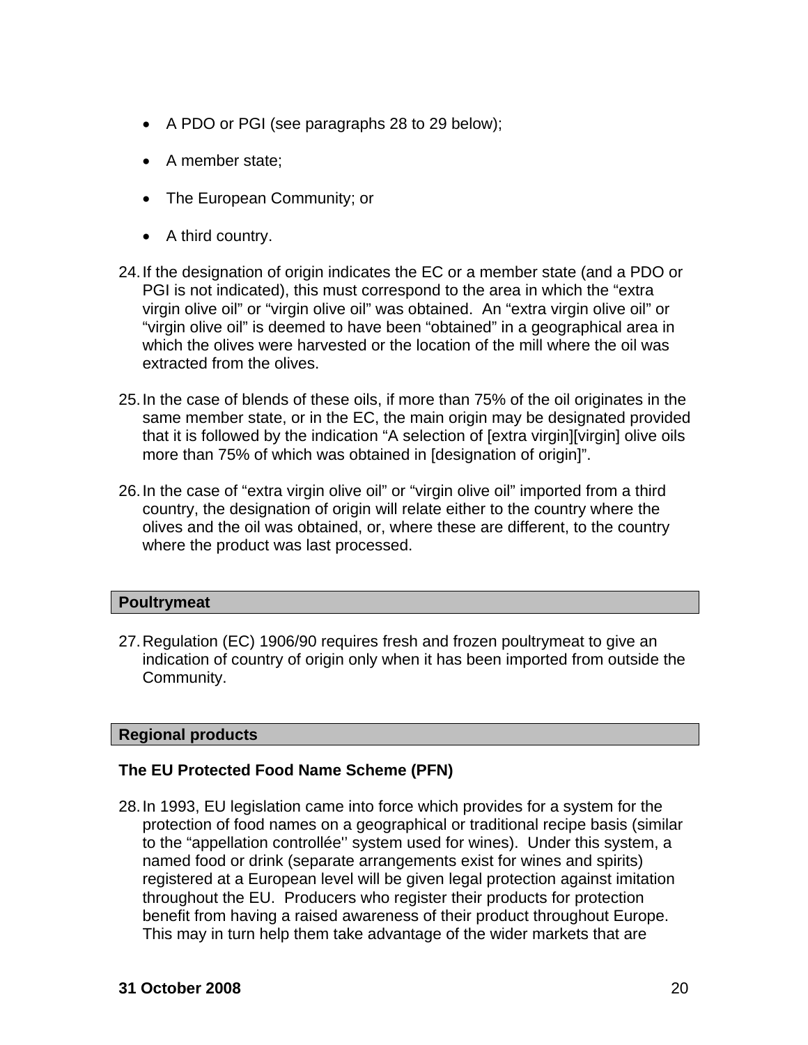- A PDO or PGI (see paragraphs 28 to 29 below);
- A member state;
- The European Community; or
- A third country.

24. If the designation of origin indicates the EC or a member state (and a PDO or PGI is not indicated), this must correspond to the area in which the "extra virgin olive oil" or "virgin olive oil" was obtained. An "extra virgin olive oil" or "virgin olive oil" is deemed to have been "obtained" in a geographical area in which the olives were harvested or the location of the mill where the oil was extracted from the olives.

25. In the case of blends of these oils, if more than 75% of the oil originates in the same member state, or in the EC, the main origin may be designated provided that it is followed by the indication "A selection of [extra virgin][virgin] olive oils more than 75% of which was obtained in [designation of origin]".

26. In the case of "extra virgin olive oil" or "virgin olive oil" imported from a third country, the designation of origin will relate either to the country where the olives and the oil was obtained, or, where these are different, to the country where the product was last processed.

## Poultrymeat

27. Regulation (EC) 1906/90 requires fresh and frozen poultrymeat to give an indication of country of origin only when it has been imported from outside the Community.

## Regional products

### The EU Protected Food Name Scheme (PFN)

28. In 1993, EU legislation came into force which provides for a system for the protection of food names on a geographical or traditional recipe basis (similar to the "appellation controllée'' system used for wines). Under this system, a named food or drink (separate arrangements exist for wines and spirits) registered at a European level will be given legal protection against imitation throughout the EU. Producers who register their products for protection benefit from having a raised awareness of their product throughout Europe. This may in turn help them take advantage of the wider markets that are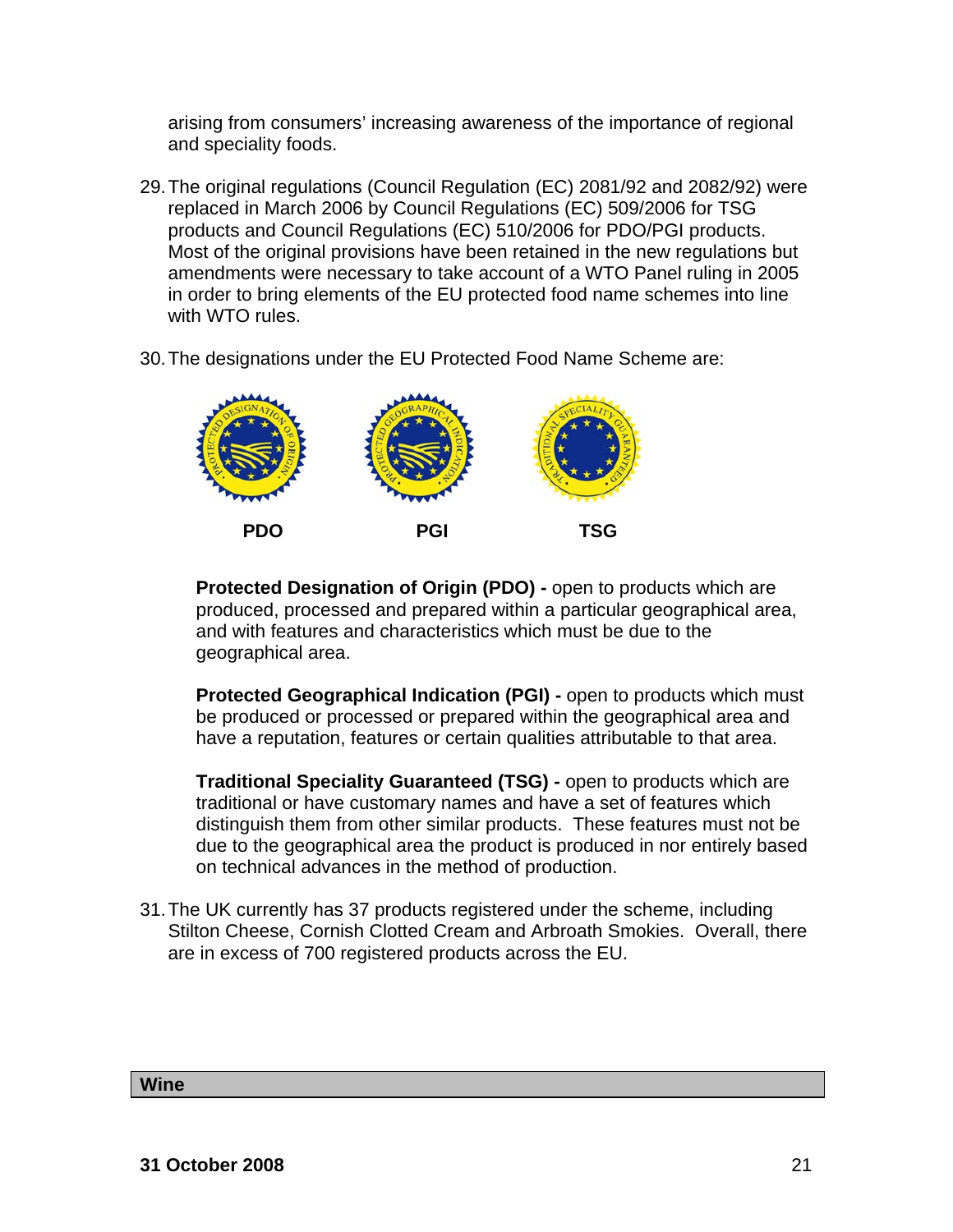arising from consumers' increasing awareness of the importance of regional and speciality foods.

29. The original regulations (Council Regulation (EC) 2081/92 and 2082/92) were replaced in March 2006 by Council Regulations (EC) 509/2006 for TSG products and Council Regulations (EC) 510/2006 for PDO/PGI products. Most of the original provisions have been retained in the new regulations but amendments were necessary to take account of a WTO Panel ruling in 2005 in order to bring elements of the EU protected food name schemes into line with WTO rules.

30. The designations under the EU Protected Food Name Scheme are:

PDO PGI TSG

**Protected Designation of Origin (PDO) -** open to products which are produced, processed and prepared within a particular geographical area, and with features and characteristics which must be due to the geographical area.

**Protected Geographical Indication (PGI) -** open to products which must be produced or processed or prepared within the geographical area and have a reputation, features or certain qualities attributable to that area.

**Traditional Speciality Guaranteed (TSG) -** open to products which are traditional or have customary names and have a set of features which distinguish them from other similar products. These features must not be due to the geographical area the product is produced in nor entirely based on technical advances in the method of production.

31. The UK currently has 37 products registered under the scheme, including Stilton Cheese, Cornish Clotted Cream and Arbroath Smokies. Overall, there are in excess of 700 registered products across the EU.

## Wine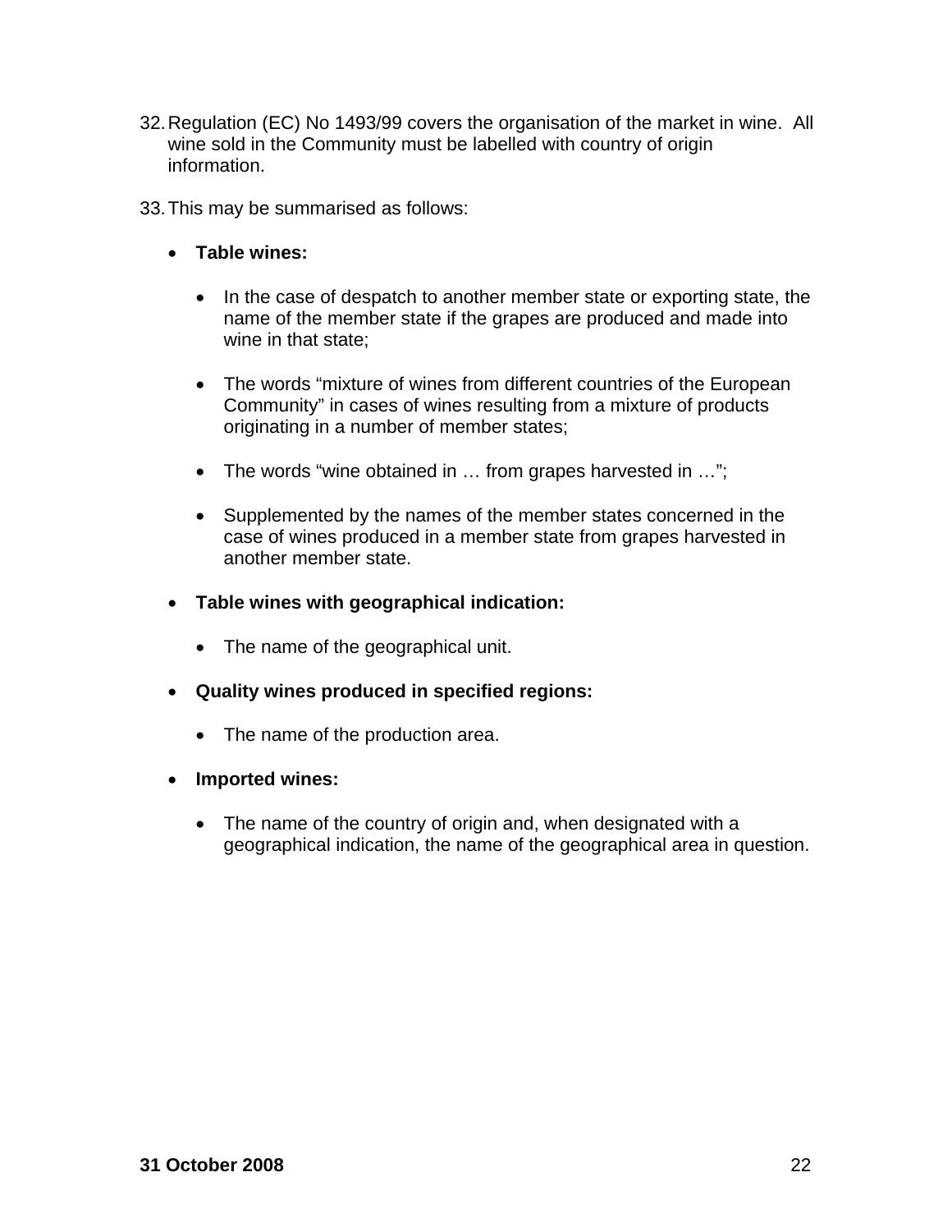32. Regulation (EC) No 1493/99 covers the organisation of the market in wine. All wine sold in the Community must be labelled with country of origin information.

33. This may be summarised as follows:

- **Table wines:**

  - In the case of despatch to another member state or exporting state, the name of the member state if the grapes are produced and made into wine in that state;

  - The words "mixture of wines from different countries of the European Community" in cases of wines resulting from a mixture of products originating in a number of member states;

  - The words "wine obtained in … from grapes harvested in …";

  - Supplemented by the names of the member states concerned in the case of wines produced in a member state from grapes harvested in another member state.

- **Table wines with geographical indication:**

  - The name of the geographical unit.

- **Quality wines produced in specified regions:**

  - The name of the production area.

- **Imported wines:**

  - The name of the country of origin and, when designated with a geographical indication, the name of the geographical area in question.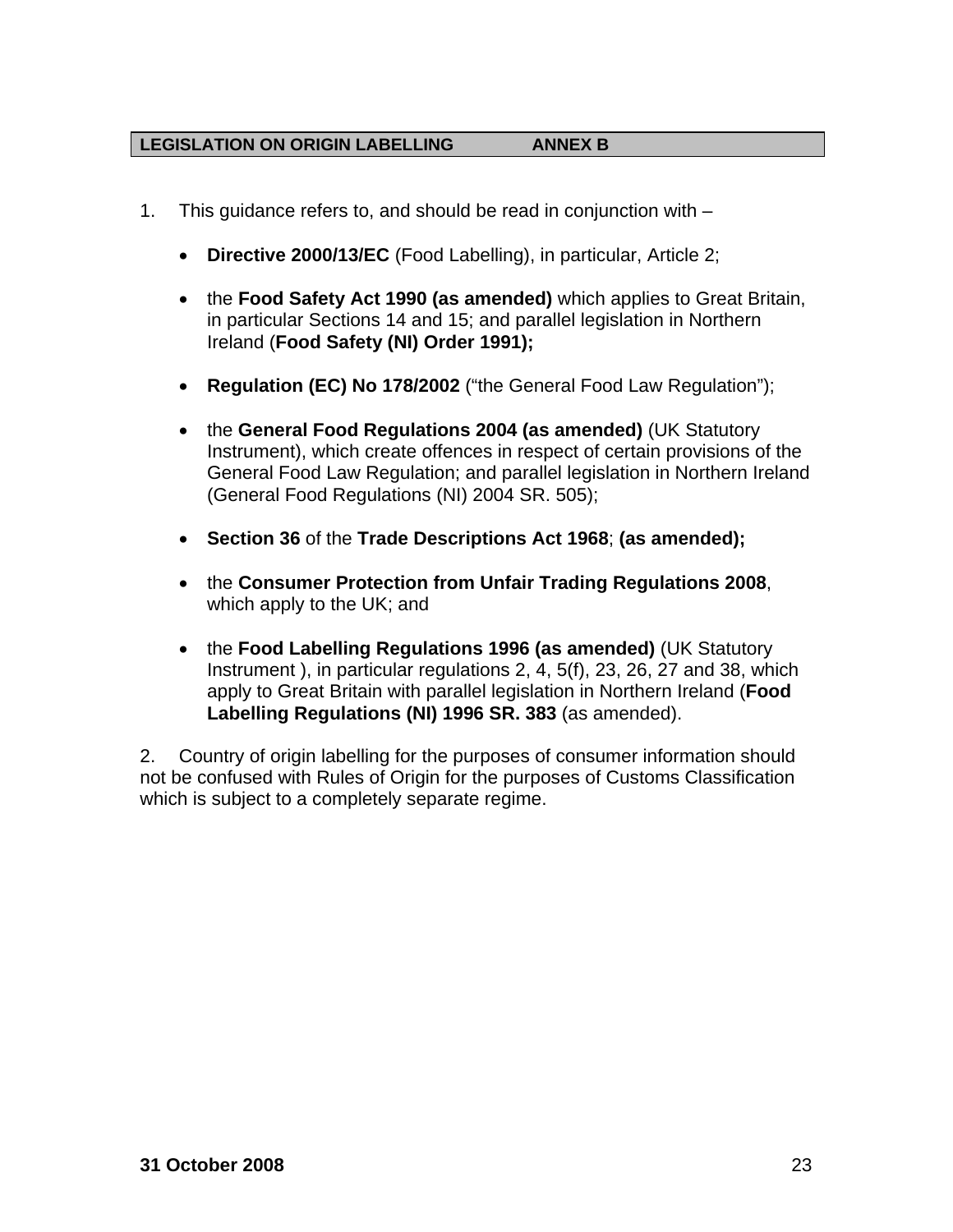## LEGISLATION ON ORIGIN LABELLING ANNEX B

1. This guidance refers to, and should be read in conjunction with –

    - **Directive 2000/13/EC** (Food Labelling), in particular, Article 2;
    - the **Food Safety Act 1990 (as amended)** which applies to Great Britain, in particular Sections 14 and 15; and parallel legislation in Northern Ireland (**Food Safety (NI) Order 1991);**
    - **Regulation (EC) No 178/2002** ("the General Food Law Regulation");
    - the **General Food Regulations 2004 (as amended)** (UK Statutory Instrument), which create offences in respect of certain provisions of the General Food Law Regulation; and parallel legislation in Northern Ireland (General Food Regulations (NI) 2004 SR. 505);
    - **Section 36** of the **Trade Descriptions Act 1968**; **(as amended);**
    - the **Consumer Protection from Unfair Trading Regulations 2008**, which apply to the UK; and
    - the **Food Labelling Regulations 1996 (as amended)** (UK Statutory Instrument ), in particular regulations 2, 4, 5(f), 23, 26, 27 and 38, which apply to Great Britain with parallel legislation in Northern Ireland (**Food Labelling Regulations (NI) 1996 SR. 383** (as amended).

2. Country of origin labelling for the purposes of consumer information should not be confused with Rules of Origin for the purposes of Customs Classification which is subject to a completely separate regime.

**31 October 2008**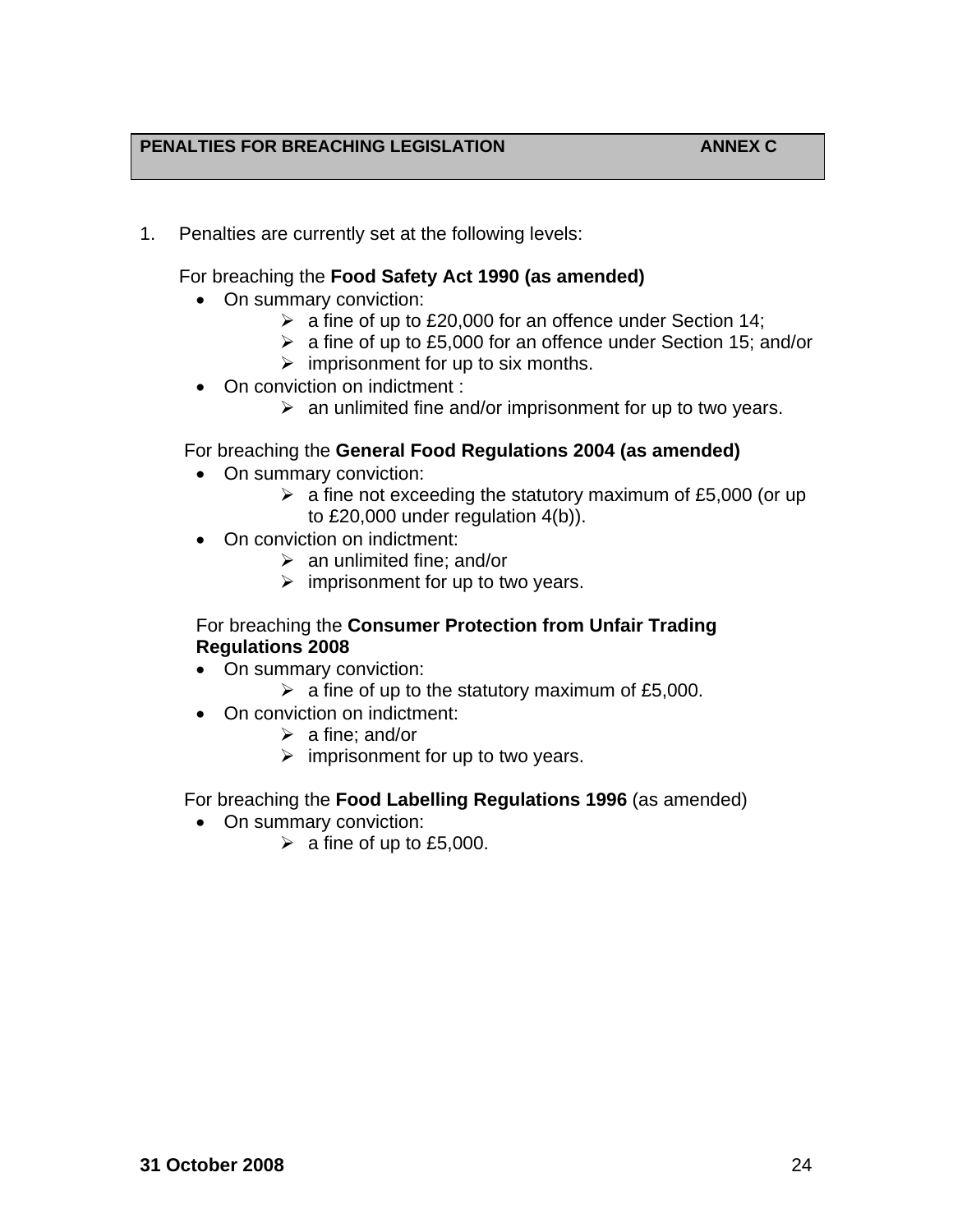## PENALTIES FOR BREACHING LEGISLATION — ANNEX C

1. Penalties are currently set at the following levels:

For breaching the **Food Safety Act 1990 (as amended)**

- On summary conviction:
  - a fine of up to £20,000 for an offence under Section 14;
  - a fine of up to £5,000 for an offence under Section 15; and/or
  - imprisonment for up to six months.
- On conviction on indictment :
  - an unlimited fine and/or imprisonment for up to two years.

For breaching the **General Food Regulations 2004 (as amended)**

- On summary conviction:
  - a fine not exceeding the statutory maximum of £5,000 (or up to £20,000 under regulation 4(b)).
- On conviction on indictment:
  - an unlimited fine; and/or
  - imprisonment for up to two years.

For breaching the **Consumer Protection from Unfair Trading Regulations 2008**

- On summary conviction:
  - a fine of up to the statutory maximum of £5,000.
- On conviction on indictment:
  - a fine; and/or
  - imprisonment for up to two years.

For breaching the **Food Labelling Regulations 1996** (as amended)

- On summary conviction:
  - a fine of up to £5,000.

**31 October 2008**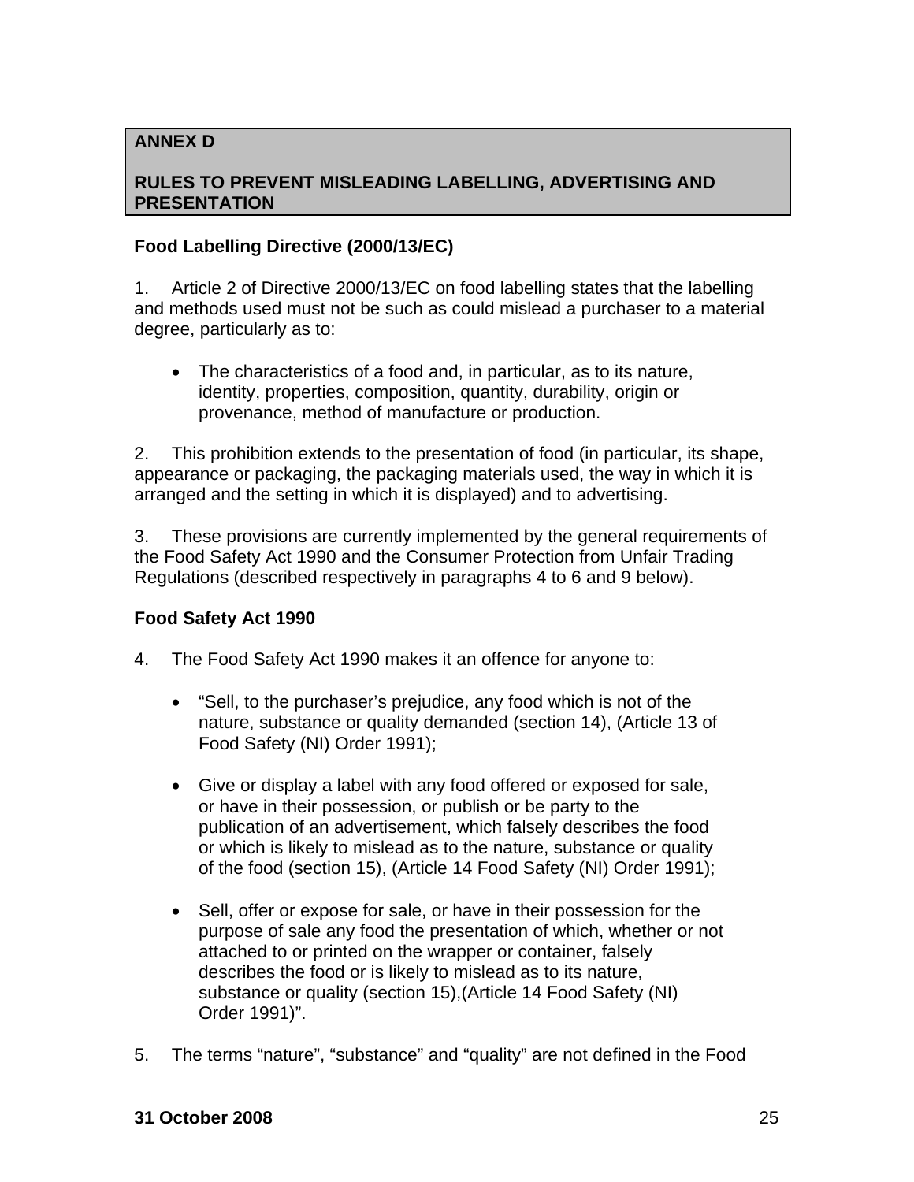## ANNEX D

## RULES TO PREVENT MISLEADING LABELLING, ADVERTISING AND PRESENTATION

### Food Labelling Directive (2000/13/EC)

1. Article 2 of Directive 2000/13/EC on food labelling states that the labelling and methods used must not be such as could mislead a purchaser to a material degree, particularly as to:

- The characteristics of a food and, in particular, as to its nature, identity, properties, composition, quantity, durability, origin or provenance, method of manufacture or production.

2. This prohibition extends to the presentation of food (in particular, its shape, appearance or packaging, the packaging materials used, the way in which it is arranged and the setting in which it is displayed) and to advertising.

3. These provisions are currently implemented by the general requirements of the Food Safety Act 1990 and the Consumer Protection from Unfair Trading Regulations (described respectively in paragraphs 4 to 6 and 9 below).

### Food Safety Act 1990

4. The Food Safety Act 1990 makes it an offence for anyone to:

- "Sell, to the purchaser's prejudice, any food which is not of the nature, substance or quality demanded (section 14), (Article 13 of Food Safety (NI) Order 1991);

- Give or display a label with any food offered or exposed for sale, or have in their possession, or publish or be party to the publication of an advertisement, which falsely describes the food or which is likely to mislead as to the nature, substance or quality of the food (section 15), (Article 14 Food Safety (NI) Order 1991);

- Sell, offer or expose for sale, or have in their possession for the purpose of sale any food the presentation of which, whether or not attached to or printed on the wrapper or container, falsely describes the food or is likely to mislead as to its nature, substance or quality (section 15),(Article 14 Food Safety (NI) Order 1991)".

5. The terms "nature", "substance" and "quality" are not defined in the Food

**31 October 2008**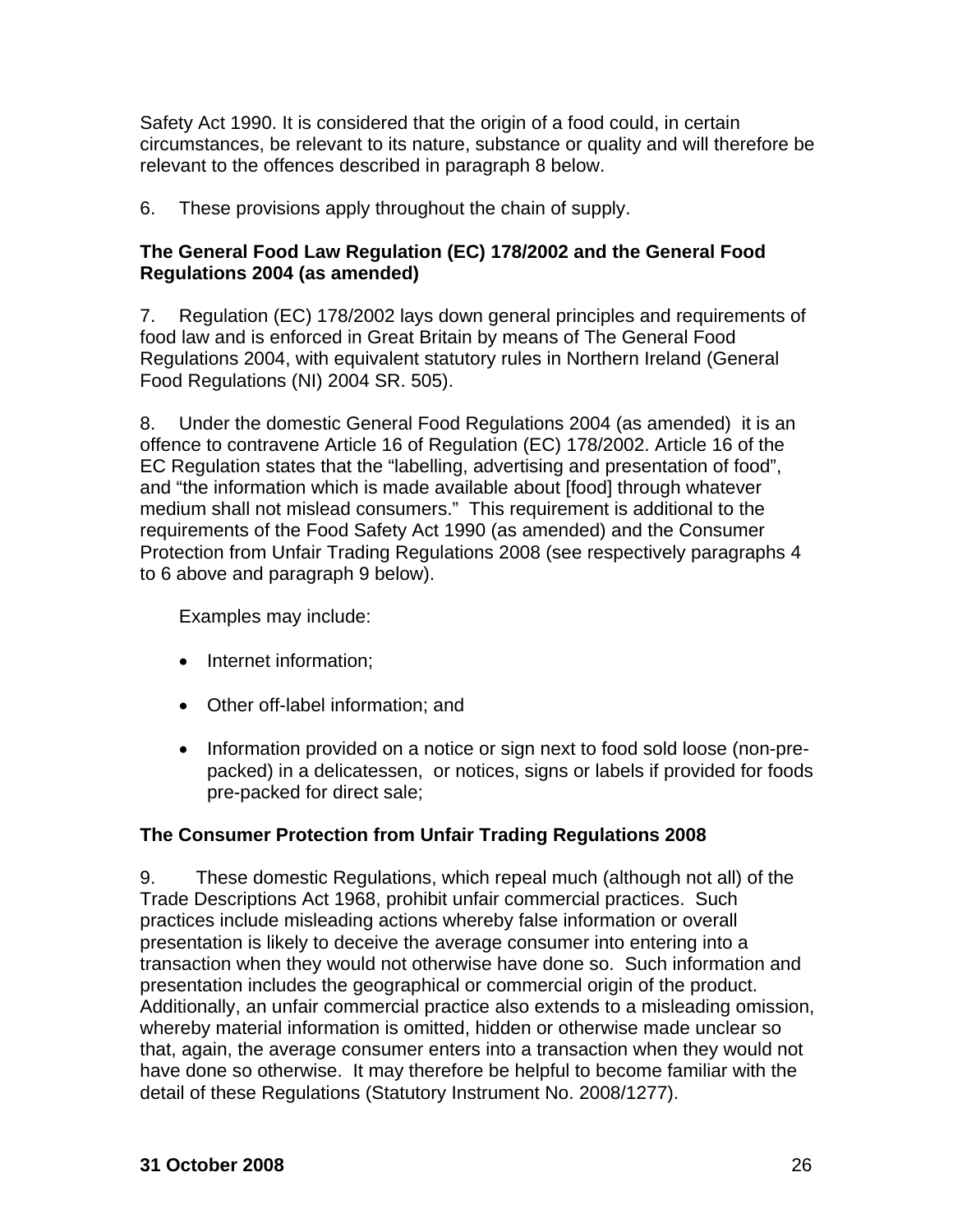Safety Act 1990. It is considered that the origin of a food could, in certain circumstances, be relevant to its nature, substance or quality and will therefore be relevant to the offences described in paragraph 8 below.

6. These provisions apply throughout the chain of supply.

**The General Food Law Regulation (EC) 178/2002 and the General Food Regulations 2004 (as amended)**

7. Regulation (EC) 178/2002 lays down general principles and requirements of food law and is enforced in Great Britain by means of The General Food Regulations 2004, with equivalent statutory rules in Northern Ireland (General Food Regulations (NI) 2004 SR. 505).

8. Under the domestic General Food Regulations 2004 (as amended) it is an offence to contravene Article 16 of Regulation (EC) 178/2002. Article 16 of the EC Regulation states that the "labelling, advertising and presentation of food", and "the information which is made available about [food] through whatever medium shall not mislead consumers." This requirement is additional to the requirements of the Food Safety Act 1990 (as amended) and the Consumer Protection from Unfair Trading Regulations 2008 (see respectively paragraphs 4 to 6 above and paragraph 9 below).

Examples may include:

- Internet information;
- Other off-label information; and
- Information provided on a notice or sign next to food sold loose (non-pre-packed) in a delicatessen, or notices, signs or labels if provided for foods pre-packed for direct sale;

**The Consumer Protection from Unfair Trading Regulations 2008**

9. These domestic Regulations, which repeal much (although not all) of the Trade Descriptions Act 1968, prohibit unfair commercial practices. Such practices include misleading actions whereby false information or overall presentation is likely to deceive the average consumer into entering into a transaction when they would not otherwise have done so. Such information and presentation includes the geographical or commercial origin of the product. Additionally, an unfair commercial practice also extends to a misleading omission, whereby material information is omitted, hidden or otherwise made unclear so that, again, the average consumer enters into a transaction when they would not have done so otherwise. It may therefore be helpful to become familiar with the detail of these Regulations (Statutory Instrument No. 2008/1277).